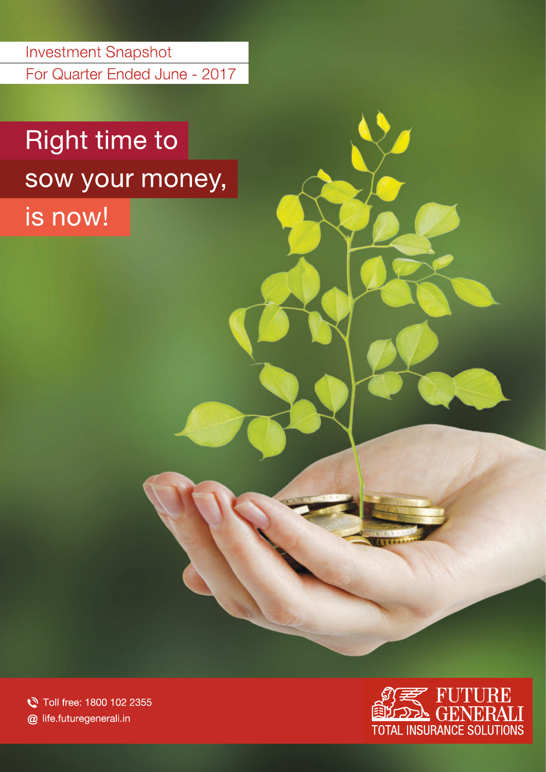Investment Snapshot

For Quarter Ended June - 2017

# Right time to sow your money, is now!

Toll free: 1800 102 2355

@ life.futuregenerali.in

FUTURE GENERALI

TOTAL INSURANCE SOLUTIONS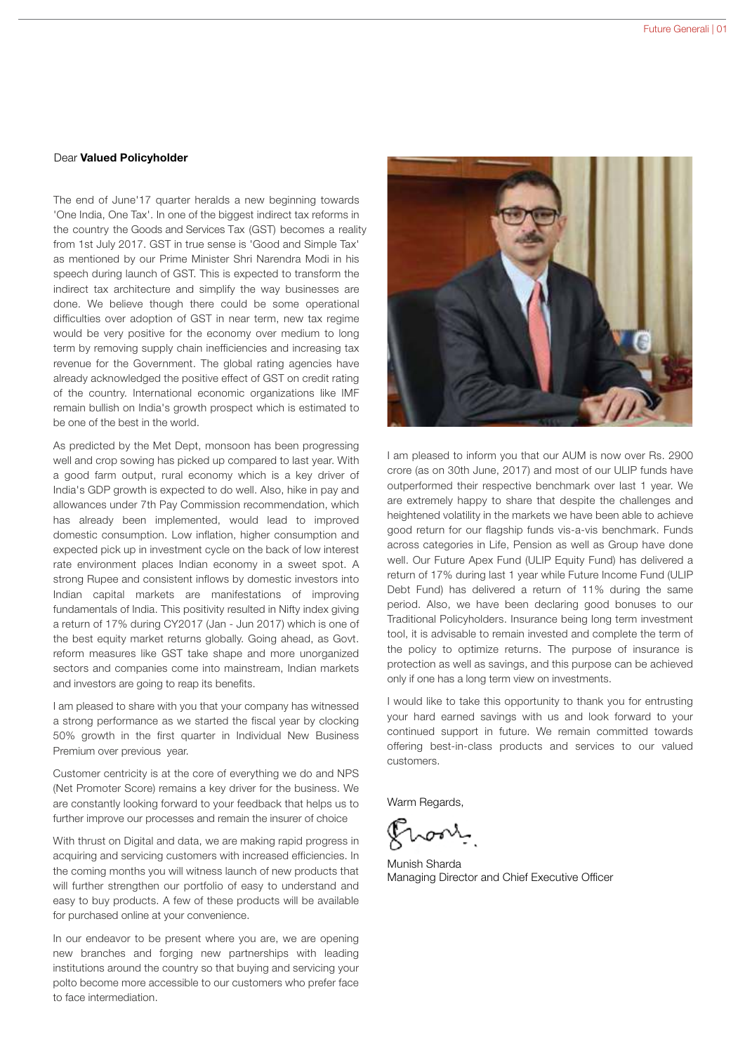Dear **Valued Policyholder**

The end of June'17 quarter heralds a new beginning towards 'One India, One Tax'. In one of the biggest indirect tax reforms in the country the Goods and Services Tax (GST) becomes a reality from 1st July 2017. GST in true sense is 'Good and Simple Tax' as mentioned by our Prime Minister Shri Narendra Modi in his speech during launch of GST. This is expected to transform the indirect tax architecture and simplify the way businesses are done. We believe though there could be some operational difficulties over adoption of GST in near term, new tax regime would be very positive for the economy over medium to long term by removing supply chain inefficiencies and increasing tax revenue for the Government. The global rating agencies have already acknowledged the positive effect of GST on credit rating of the country. International economic organizations like IMF remain bullish on India's growth prospect which is estimated to be one of the best in the world.

As predicted by the Met Dept, monsoon has been progressing well and crop sowing has picked up compared to last year. With a good farm output, rural economy which is a key driver of India's GDP growth is expected to do well. Also, hike in pay and allowances under 7th Pay Commission recommendation, which has already been implemented, would lead to improved domestic consumption. Low inflation, higher consumption and expected pick up in investment cycle on the back of low interest rate environment places Indian economy in a sweet spot. A strong Rupee and consistent inflows by domestic investors into Indian capital markets are manifestations of improving fundamentals of India. This positivity resulted in Nifty index giving a return of 17% during CY2017 (Jan - Jun 2017) which is one of the best equity market returns globally. Going ahead, as Govt. reform measures like GST take shape and more unorganized sectors and companies come into mainstream, Indian markets and investors are going to reap its benefits.

I am pleased to share with you that your company has witnessed a strong performance as we started the fiscal year by clocking 50% growth in the first quarter in Individual New Business Premium over previous year.

Customer centricity is at the core of everything we do and NPS (Net Promoter Score) remains a key driver for the business. We are constantly looking forward to your feedback that helps us to further improve our processes and remain the insurer of choice

With thrust on Digital and data, we are making rapid progress in acquiring and servicing customers with increased efficiencies. In the coming months you will witness launch of new products that will further strengthen our portfolio of easy to understand and easy to buy products. A few of these products will be available for purchased online at your convenience.

In our endeavor to be present where you are, we are opening new branches and forging new partnerships with leading institutions around the country so that buying and servicing your polto become more accessible to our customers who prefer face to face intermediation.

I am pleased to inform you that our AUM is now over Rs. 2900 crore (as on 30th June, 2017) and most of our ULIP funds have outperformed their respective benchmark over last 1 year. We are extremely happy to share that despite the challenges and heightened volatility in the markets we have been able to achieve good return for our flagship funds vis-a-vis benchmark. Funds across categories in Life, Pension as well as Group have done well. Our Future Apex Fund (ULIP Equity Fund) has delivered a return of 17% during last 1 year while Future Income Fund (ULIP Debt Fund) has delivered a return of 11% during the same period. Also, we have been declaring good bonuses to our Traditional Policyholders. Insurance being long term investment tool, it is advisable to remain invested and complete the term of the policy to optimize returns. The purpose of insurance is protection as well as savings, and this purpose can be achieved only if one has a long term view on investments.

I would like to take this opportunity to thank you for entrusting your hard earned savings with us and look forward to your continued support in future. We remain committed towards offering best-in-class products and services to our valued customers.

Warm Regards,

Munish Sharda
Managing Director and Chief Executive Officer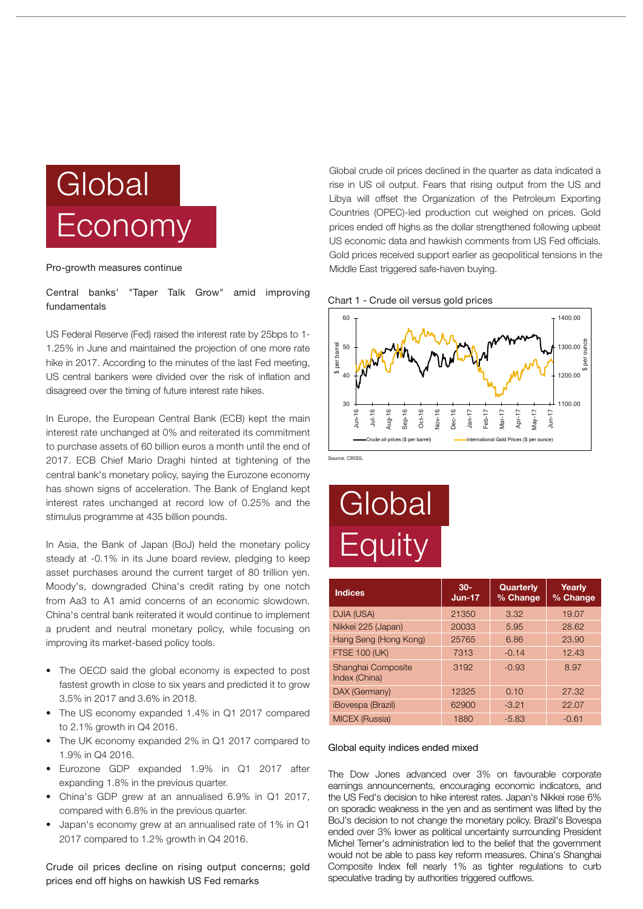# Global Economy

Pro-growth measures continue

Central banks' "Taper Talk Grow" amid improving fundamentals

US Federal Reserve (Fed) raised the interest rate by 25bps to 1-1.25% in June and maintained the projection of one more rate hike in 2017. According to the minutes of the last Fed meeting, US central bankers were divided over the risk of inflation and disagreed over the timing of future interest rate hikes.

In Europe, the European Central Bank (ECB) kept the main interest rate unchanged at 0% and reiterated its commitment to purchase assets of 60 billion euros a month until the end of 2017. ECB Chief Mario Draghi hinted at tightening of the central bank's monetary policy, saying the Eurozone economy has shown signs of acceleration. The Bank of England kept interest rates unchanged at record low of 0.25% and the stimulus programme at 435 billion pounds.

In Asia, the Bank of Japan (BoJ) held the monetary policy steady at -0.1% in its June board review, pledging to keep asset purchases around the current target of 80 trillion yen. Moody's, downgraded China's credit rating by one notch from Aa3 to A1 amid concerns of an economic slowdown. China's central bank reiterated it would continue to implement a prudent and neutral monetary policy, while focusing on improving its market-based policy tools.

- The OECD said the global economy is expected to post fastest growth in close to six years and predicted it to grow 3.5% in 2017 and 3.6% in 2018.
- The US economy expanded 1.4% in Q1 2017 compared to 2.1% growth in Q4 2016.
- The UK economy expanded 2% in Q1 2017 compared to 1.9% in Q4 2016.
- Eurozone GDP expanded 1.9% in Q1 2017 after expanding 1.8% in the previous quarter.
- China's GDP grew at an annualised 6.9% in Q1 2017, compared with 6.8% in the previous quarter.
- Japan's economy grew at an annualised rate of 1% in Q1 2017 compared to 1.2% growth in Q4 2016.

Crude oil prices decline on rising output concerns; gold prices end off highs on hawkish US Fed remarks

Global crude oil prices declined in the quarter as data indicated a rise in US oil output. Fears that rising output from the US and Libya will offset the Organization of the Petroleum Exporting Countries (OPEC)-led production cut weighed on prices. Gold prices ended off highs as the dollar strengthened following upbeat US economic data and hawkish comments from US Fed officials. Gold prices received support earlier as geopolitical tensions in the Middle East triggered safe-haven buying.

Chart 1 - Crude oil versus gold prices

Source: CRISIL

# Global Equity

| Indices | 30-Jun-17 | Quarterly % Change | Yearly % Change |
|---|---|---|---|
| DJIA (USA) | 21350 | 3.32 | 19.07 |
| Nikkei 225 (Japan) | 20033 | 5.95 | 28.62 |
| Hang Seng (Hong Kong) | 25765 | 6.86 | 23.90 |
| FTSE 100 (UK) | 7313 | -0.14 | 12.43 |
| Shanghai Composite Index (China) | 3192 | -0.93 | 8.97 |
| DAX (Germany) | 12325 | 0.10 | 27.32 |
| iBovespa (Brazil) | 62900 | -3.21 | 22.07 |
| MICEX (Russia) | 1880 | -5.83 | -0.61 |

Global equity indices ended mixed

The Dow Jones advanced over 3% on favourable corporate earnings announcements, encouraging economic indicators, and the US Fed's decision to hike interest rates. Japan's Nikkei rose 6% on sporadic weakness in the yen and as sentiment was lifted by the BoJ's decision to not change the monetary policy. Brazil's Bovespa ended over 3% lower as political uncertainty surrounding President Michel Temer's administration led to the belief that the government would not be able to pass key reform measures. China's Shanghai Composite Index fell nearly 1% as tighter regulations to curb speculative trading by authorities triggered outflows.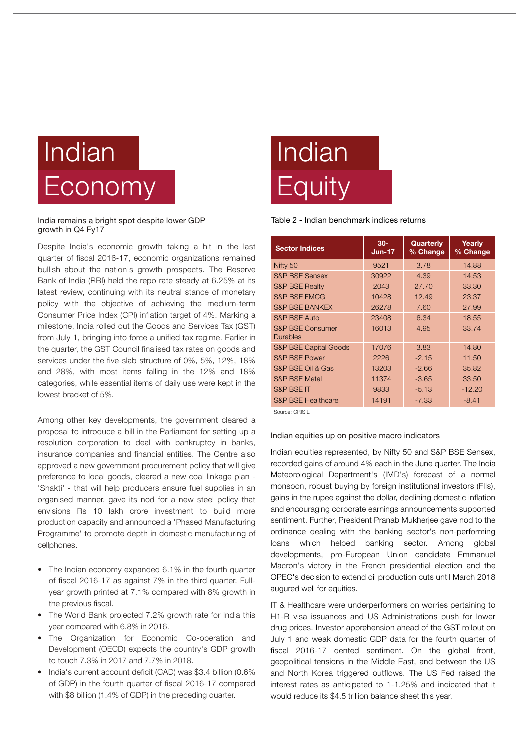# Indian Economy

### India remains a bright spot despite lower GDP growth in Q4 Fy17

Despite India's economic growth taking a hit in the last quarter of fiscal 2016-17, economic organizations remained bullish about the nation's growth prospects. The Reserve Bank of India (RBI) held the repo rate steady at 6.25% at its latest review, continuing with its neutral stance of monetary policy with the objective of achieving the medium-term Consumer Price Index (CPI) inflation target of 4%. Marking a milestone, India rolled out the Goods and Services Tax (GST) from July 1, bringing into force a unified tax regime. Earlier in the quarter, the GST Council finalised tax rates on goods and services under the five-slab structure of 0%, 5%, 12%, 18% and 28%, with most items falling in the 12% and 18% categories, while essential items of daily use were kept in the lowest bracket of 5%.

Among other key developments, the government cleared a proposal to introduce a bill in the Parliament for setting up a resolution corporation to deal with bankruptcy in banks, insurance companies and financial entities. The Centre also approved a new government procurement policy that will give preference to local goods, cleared a new coal linkage plan - 'Shakti' - that will help producers ensure fuel supplies in an organised manner, gave its nod for a new steel policy that envisions Rs 10 lakh crore investment to build more production capacity and announced a 'Phased Manufacturing Programme' to promote depth in domestic manufacturing of cellphones.

- The Indian economy expanded 6.1% in the fourth quarter of fiscal 2016-17 as against 7% in the third quarter. Full-year growth printed at 7.1% compared with 8% growth in the previous fiscal.
- The World Bank projected 7.2% growth rate for India this year compared with 6.8% in 2016.
- The Organization for Economic Co-operation and Development (OECD) expects the country's GDP growth to touch 7.3% in 2017 and 7.7% in 2018.
- India's current account deficit (CAD) was $3.4 billion (0.6% of GDP) in the fourth quarter of fiscal 2016-17 compared with $8 billion (1.4% of GDP) in the preceding quarter.

# Indian Equity

Table 2 - Indian benchmark indices returns

| Sector Indices | 30-Jun-17 | Quarterly % Change | Yearly % Change |
|---|---|---|---|
| Nifty 50 | 9521 | 3.78 | 14.88 |
| S&P BSE Sensex | 30922 | 4.39 | 14.53 |
| S&P BSE Realty | 2043 | 27.70 | 33.30 |
| S&P BSE FMCG | 10428 | 12.49 | 23.37 |
| S&P BSE BANKEX | 26278 | 7.60 | 27.99 |
| S&P BSE Auto | 23408 | 6.34 | 18.55 |
| S&P BSE Consumer Durables | 16013 | 4.95 | 33.74 |
| S&P BSE Capital Goods | 17076 | 3.83 | 14.80 |
| S&P BSE Power | 2226 | -2.15 | 11.50 |
| S&P BSE Oil & Gas | 13203 | -2.66 | 35.82 |
| S&P BSE Metal | 11374 | -3.65 | 33.50 |
| S&P BSE IT | 9833 | -5.13 | -12.20 |
| S&P BSE Healthcare | 14191 | -7.33 | -8.41 |

Source: CRISIL

### Indian equities up on positive macro indicators

Indian equities represented, by Nifty 50 and S&P BSE Sensex, recorded gains of around 4% each in the June quarter. The India Meteorological Department's (IMD's) forecast of a normal monsoon, robust buying by foreign institutional investors (FIIs), gains in the rupee against the dollar, declining domestic inflation and encouraging corporate earnings announcements supported sentiment. Further, President Pranab Mukherjee gave nod to the ordinance dealing with the banking sector's non-performing loans which helped banking sector. Among global developments, pro-European Union candidate Emmanuel Macron's victory in the French presidential election and the OPEC's decision to extend oil production cuts until March 2018 augured well for equities.

IT & Healthcare were underperformers on worries pertaining to H1-B visa issuances and US Administrations push for lower drug prices. Investor apprehension ahead of the GST rollout on July 1 and weak domestic GDP data for the fourth quarter of fiscal 2016-17 dented sentiment. On the global front, geopolitical tensions in the Middle East, and between the US and North Korea triggered outflows. The US Fed raised the interest rates as anticipated to 1-1.25% and indicated that it would reduce its $4.5 trillion balance sheet this year.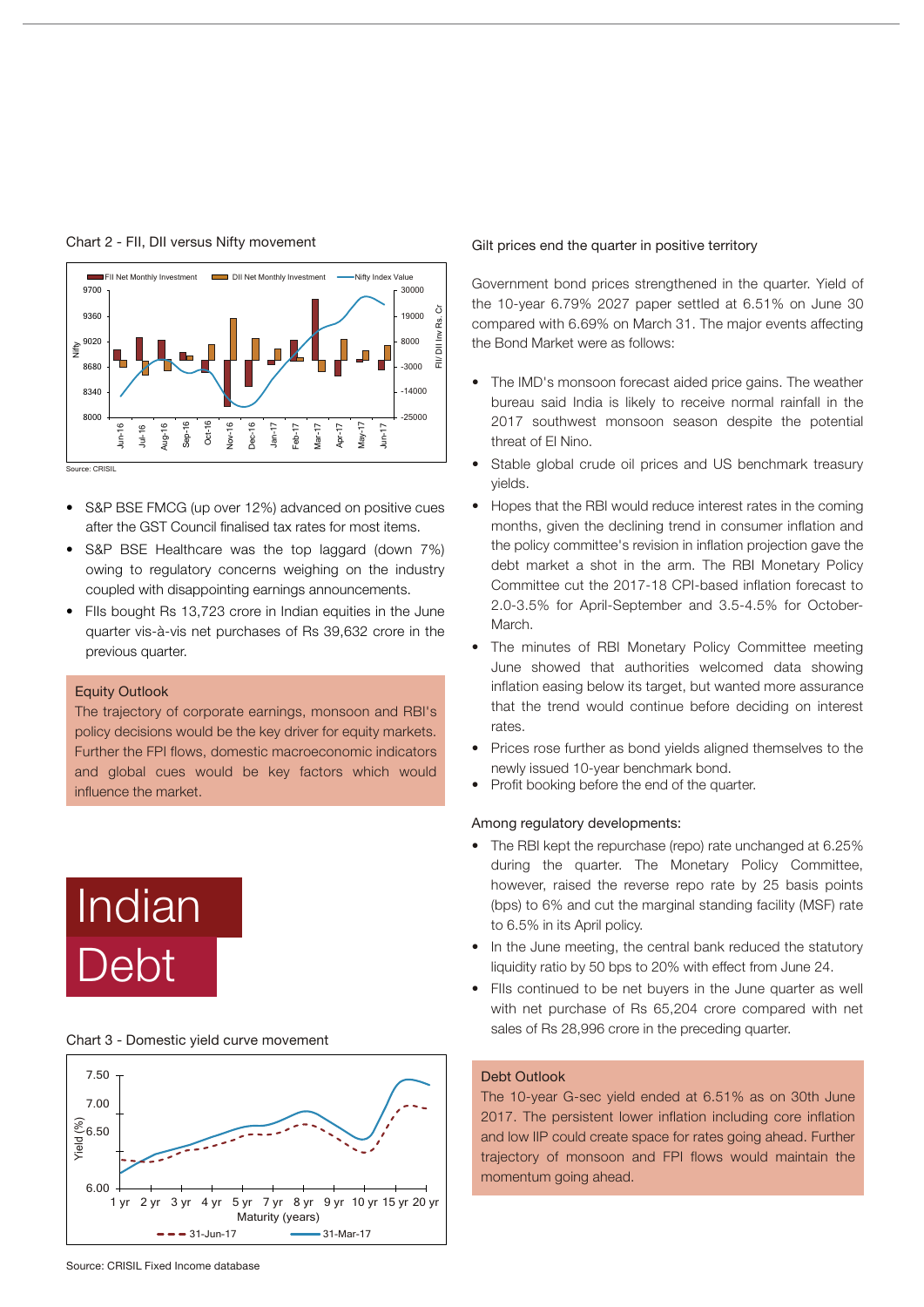Chart 2 - FII, DII versus Nifty movement

Source: CRISIL

- S&P BSE FMCG (up over 12%) advanced on positive cues after the GST Council finalised tax rates for most items.
- S&P BSE Healthcare was the top laggard (down 7%) owing to regulatory concerns weighing on the industry coupled with disappointing earnings announcements.
- FIIs bought Rs 13,723 crore in Indian equities in the June quarter vis-à-vis net purchases of Rs 39,632 crore in the previous quarter.

**Equity Outlook**

The trajectory of corporate earnings, monsoon and RBI's policy decisions would be the key driver for equity markets. Further the FPI flows, domestic macroeconomic indicators and global cues would be key factors which would influence the market.

# Indian Debt

Chart 3 - Domestic yield curve movement

Source: CRISIL Fixed Income database

## Gilt prices end the quarter in positive territory

Government bond prices strengthened in the quarter. Yield of the 10-year 6.79% 2027 paper settled at 6.51% on June 30 compared with 6.69% on March 31. The major events affecting the Bond Market were as follows:

- The IMD's monsoon forecast aided price gains. The weather bureau said India is likely to receive normal rainfall in the 2017 southwest monsoon season despite the potential threat of El Nino.
- Stable global crude oil prices and US benchmark treasury yields.
- Hopes that the RBI would reduce interest rates in the coming months, given the declining trend in consumer inflation and the policy committee's revision in inflation projection gave the debt market a shot in the arm. The RBI Monetary Policy Committee cut the 2017-18 CPI-based inflation forecast to 2.0-3.5% for April-September and 3.5-4.5% for October-March.
- The minutes of RBI Monetary Policy Committee meeting June showed that authorities welcomed data showing inflation easing below its target, but wanted more assurance that the trend would continue before deciding on interest rates.
- Prices rose further as bond yields aligned themselves to the newly issued 10-year benchmark bond.
- Profit booking before the end of the quarter.

Among regulatory developments:

- The RBI kept the repurchase (repo) rate unchanged at 6.25% during the quarter. The Monetary Policy Committee, however, raised the reverse repo rate by 25 basis points (bps) to 6% and cut the marginal standing facility (MSF) rate to 6.5% in its April policy.
- In the June meeting, the central bank reduced the statutory liquidity ratio by 50 bps to 20% with effect from June 24.
- FIIs continued to be net buyers in the June quarter as well with net purchase of Rs 65,204 crore compared with net sales of Rs 28,996 crore in the preceding quarter.

**Debt Outlook**

The 10-year G-sec yield ended at 6.51% as on 30th June 2017. The persistent lower inflation including core inflation and low IIP could create space for rates going ahead. Further trajectory of monsoon and FPI flows would maintain the momentum going ahead.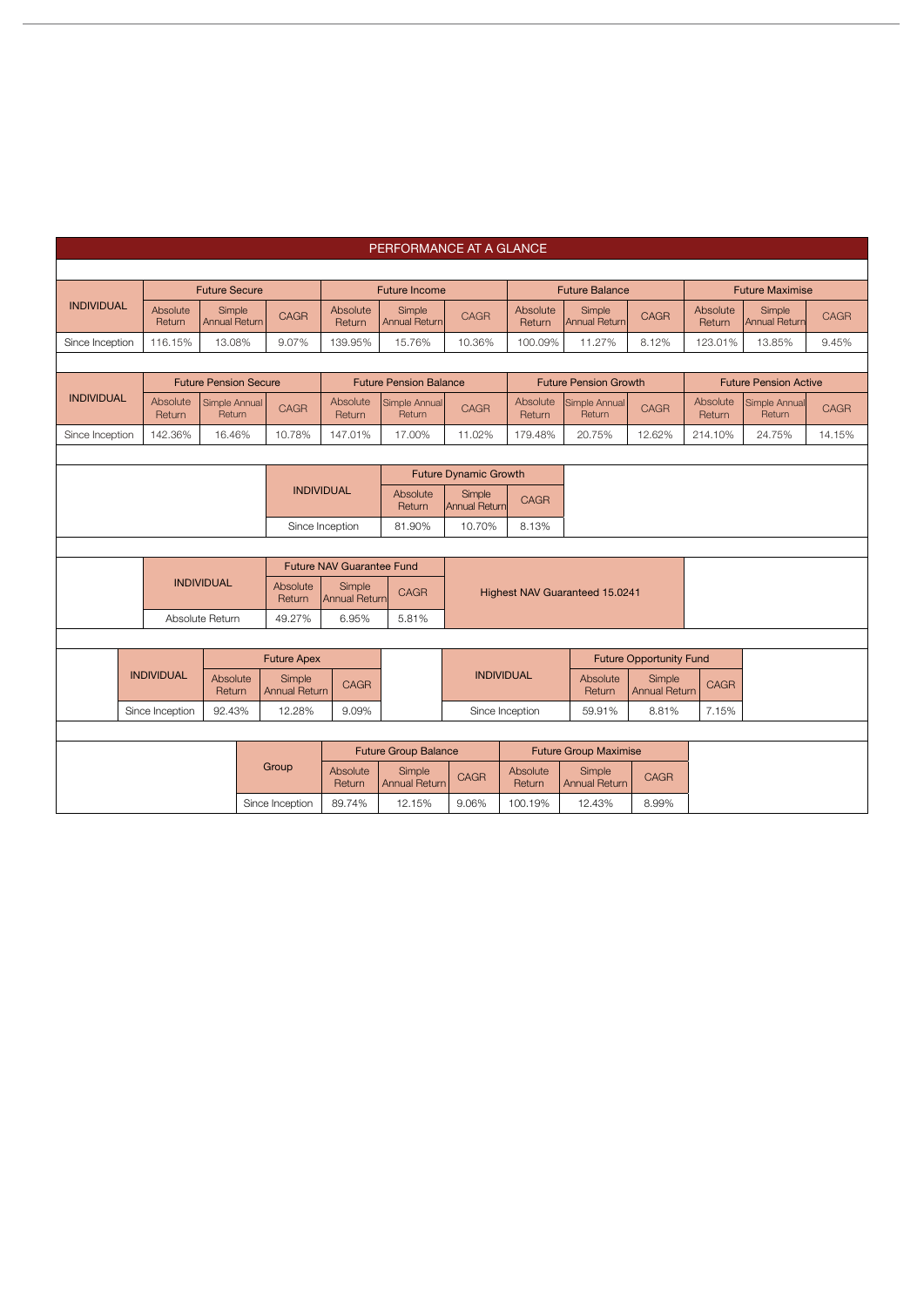## PERFORMANCE AT A GLANCE

| INDIVIDUAL | Future Secure | | | Future Income | | | Future Balance | | | Future Maximise | | |
|---|---|---|---|---|---|---|---|---|---|---|---|---|
| | Absolute Return | Simple Annual Return | CAGR | Absolute Return | Simple Annual Return | CAGR | Absolute Return | Simple Annual Return | CAGR | Absolute Return | Simple Annual Return | CAGR |
| Since Inception | 116.15% | 13.08% | 9.07% | 139.95% | 15.76% | 10.36% | 100.09% | 11.27% | 8.12% | 123.01% | 13.85% | 9.45% |

| INDIVIDUAL | Future Pension Secure | | | Future Pension Balance | | | Future Pension Growth | | | Future Pension Active | | |
|---|---|---|---|---|---|---|---|---|---|---|---|---|
| | Absolute Return | Simple Annual Return | CAGR | Absolute Return | Simple Annual Return | CAGR | Absolute Return | Simple Annual Return | CAGR | Absolute Return | Simple Annual Return | CAGR |
| Since Inception | 142.36% | 16.46% | 10.78% | 147.01% | 17.00% | 11.02% | 179.48% | 20.75% | 12.62% | 214.10% | 24.75% | 14.15% |

| INDIVIDUAL | Future Dynamic Growth | | |
|---|---|---|---|
| | Absolute Return | Simple Annual Return | CAGR |
| Since Inception | 81.90% | 10.70% | 8.13% |

| INDIVIDUAL | Future NAV Guarantee Fund | | | |
|---|---|---|---|---|
| | Absolute Return | Simple Annual Return | CAGR | Highest NAV Guaranteed 15.0241 |
| Absolute Return | 49.27% | 6.95% | 5.81% | |

| INDIVIDUAL | Future Apex | | |
|---|---|---|---|
| | Absolute Return | Simple Annual Return | CAGR |
| Since Inception | 92.43% | 12.28% | 9.09% |

| INDIVIDUAL | Future Opportunity Fund | | |
|---|---|---|---|
| | Absolute Return | Simple Annual Return | CAGR |
| Since Inception | 59.91% | 8.81% | 7.15% |

| Group | Future Group Balance | | | Future Group Maximise | | |
|---|---|---|---|---|---|---|
| | Absolute Return | Simple Annual Return | CAGR | Absolute Return | Simple Annual Return | CAGR |
| Since Inception | 89.74% | 12.15% | 9.06% | 100.19% | 12.43% | 8.99% |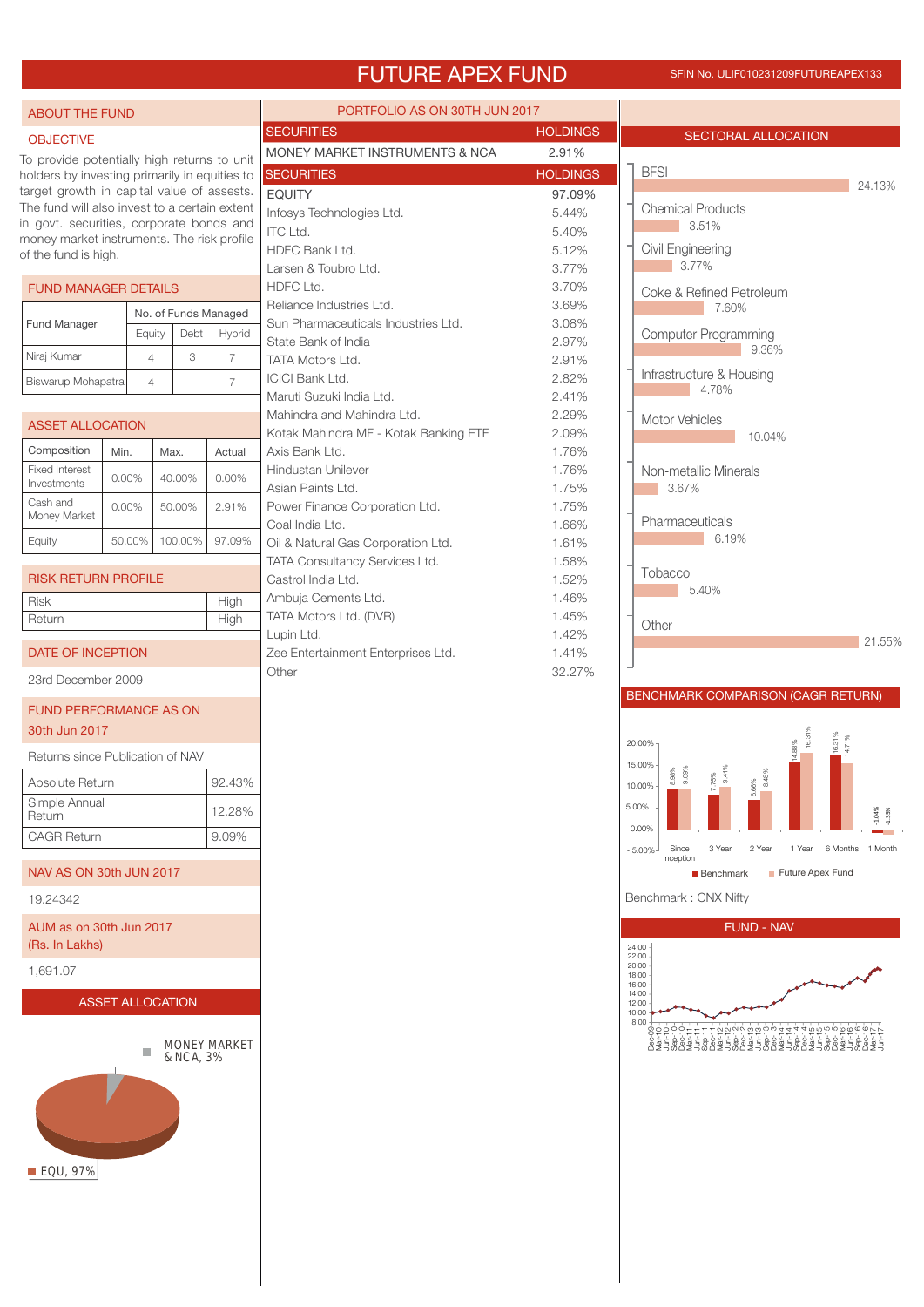# FUTURE APEX FUND

SFIN No. ULIF010231209FUTUREAPEX133

## ABOUT THE FUND

### OBJECTIVE

To provide potentially high returns to unit holders by investing primarily in equities to target growth in capital value of assets. The fund will also invest to a certain extent in govt. securities, corporate bonds and money market instruments. The risk profile of the fund is high.

### FUND MANAGER DETAILS

| Fund Manager | No. of Funds Managed | | |
|---|---|---|---|
| | Equity | Debt | Hybrid |
| Niraj Kumar | 4 | 3 | 7 |
| Biswarup Mohapatra | 4 | - | 7 |

### ASSET ALLOCATION

| Composition | Min. | Max. | Actual |
|---|---|---|---|
| Fixed Interest Investments | 0.00% | 40.00% | 0.00% |
| Cash and Money Market | 0.00% | 50.00% | 2.91% |
| Equity | 50.00% | 100.00% | 97.09% |

### RISK RETURN PROFILE

| | |
|---|---|
| Risk | High |
| Return | High |

### DATE OF INCEPTION

23rd December 2009

### FUND PERFORMANCE AS ON 30th Jun 2017

Returns since Publication of NAV

| | |
|---|---|
| Absolute Return | 92.43% |
| Simple Annual Return | 12.28% |
| CAGR Return | 9.09% |

### NAV AS ON 30th JUN 2017

19.24342

### AUM as on 30th Jun 2017 (Rs. In Lakhs)

1,691.07

### ASSET ALLOCATION

MONEY MARKET & NCA, 3%

EQU, 97%

## PORTFOLIO AS ON 30TH JUN 2017

| SECURITIES | HOLDINGS |
|---|---|
| MONEY MARKET INSTRUMENTS & NCA | 2.91% |

| SECURITIES | HOLDINGS |
|---|---|
| EQUITY | 97.09% |
| Infosys Technologies Ltd. | 5.44% |
| ITC Ltd. | 5.40% |
| HDFC Bank Ltd. | 5.12% |
| Larsen & Toubro Ltd. | 3.77% |
| HDFC Ltd. | 3.70% |
| Reliance Industries Ltd. | 3.69% |
| Sun Pharmaceuticals Industries Ltd. | 3.08% |
| State Bank of India | 2.97% |
| TATA Motors Ltd. | 2.91% |
| ICICI Bank Ltd. | 2.82% |
| Maruti Suzuki India Ltd. | 2.41% |
| Mahindra and Mahindra Ltd. | 2.29% |
| Kotak Mahindra MF - Kotak Banking ETF | 2.09% |
| Axis Bank Ltd. | 1.76% |
| Hindustan Unilever | 1.76% |
| Asian Paints Ltd. | 1.75% |
| Power Finance Corporation Ltd. | 1.75% |
| Coal India Ltd. | 1.66% |
| Oil & Natural Gas Corporation Ltd. | 1.61% |
| TATA Consultancy Services Ltd. | 1.58% |
| Castrol India Ltd. | 1.52% |
| Ambuja Cements Ltd. | 1.46% |
| TATA Motors Ltd. (DVR) | 1.45% |
| Lupin Ltd. | 1.42% |
| Zee Entertainment Enterprises Ltd. | 1.41% |
| Other | 32.27% |

## SECTORAL ALLOCATION

| Sector | Allocation |
|---|---|
| BFSI | 24.13% |
| Chemical Products | 3.51% |
| Civil Engineering | 3.77% |
| Coke & Refined Petroleum | 7.60% |
| Computer Programming | 9.36% |
| Infrastructure & Housing | 4.78% |
| Motor Vehicles | 10.04% |
| Non-metallic Minerals | 3.67% |
| Pharmaceuticals | 6.19% |
| Tobacco | 5.40% |
| Other | 21.55% |

## BENCHMARK COMPARISON (CAGR RETURN)

| | Since Inception | 3 Year | 2 Year | 1 Year | 6 Months | 1 Month |
|---|---|---|---|---|---|---|
| Benchmark | 8.96% | 7.75% | 6.66% | 14.88% | 16.31% | -1.04% |
| Future Apex Fund | 9.09% | 9.41% | 8.48% | 16.31% | 14.71% | -1.35% |

Benchmark : CNX Nifty

## FUND - NAV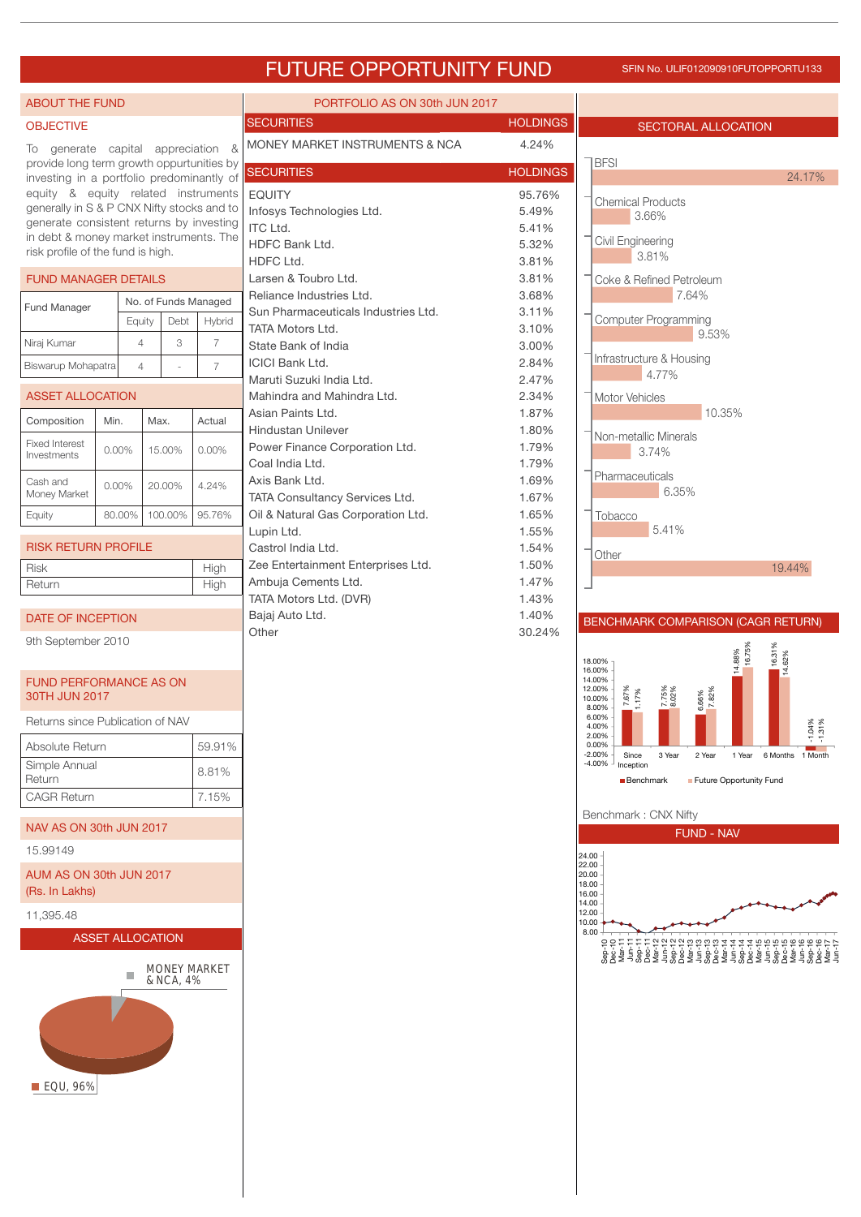# FUTURE OPPORTUNITY FUND

SFIN No. ULIF012090910FUTOPPORTU133

## ABOUT THE FUND

### OBJECTIVE

To generate capital appreciation & provide long term growth oppurtunities by investing in a portfolio predominantly of equity & equity related instruments generally in S & P CNX Nifty stocks and to generate consistent returns by investing in debt & money market instruments. The risk profile of the fund is high.

### FUND MANAGER DETAILS

| Fund Manager | No. of Funds Managed | | |
|---|---|---|---|
| | Equity | Debt | Hybrid |
| Niraj Kumar | 4 | 3 | 7 |
| Biswarup Mohapatra | 4 | - | 7 |

### ASSET ALLOCATION

| Composition | Min. | Max. | Actual |
|---|---|---|---|
| Fixed Interest Investments | 0.00% | 15.00% | 0.00% |
| Cash and Money Market | 0.00% | 20.00% | 4.24% |
| Equity | 80.00% | 100.00% | 95.76% |

### RISK RETURN PROFILE

| Risk | High |
|---|---|
| Return | High |

### DATE OF INCEPTION

9th September 2010

### FUND PERFORMANCE AS ON 30TH JUN 2017

Returns since Publication of NAV

| Absolute Return | 59.91% |
|---|---|
| Simple Annual Return | 8.81% |
| CAGR Return | 7.15% |

### NAV AS ON 30th JUN 2017

15.99149

### AUM AS ON 30th JUN 2017 (Rs. In Lakhs)

11,395.48

### ASSET ALLOCATION

MONEY MARKET & NCA, 4%

EQU, 96%

## PORTFOLIO AS ON 30th JUN 2017

| SECURITIES | HOLDINGS |
|---|---|
| MONEY MARKET INSTRUMENTS & NCA | 4.24% |

| SECURITIES | HOLDINGS |
|---|---|
| EQUITY | 95.76% |
| Infosys Technologies Ltd. | 5.49% |
| ITC Ltd. | 5.41% |
| HDFC Bank Ltd. | 5.32% |
| HDFC Ltd. | 3.81% |
| Larsen & Toubro Ltd. | 3.81% |
| Reliance Industries Ltd. | 3.68% |
| Sun Pharmaceuticals Industries Ltd. | 3.11% |
| TATA Motors Ltd. | 3.10% |
| State Bank of India | 3.00% |
| ICICI Bank Ltd. | 2.84% |
| Maruti Suzuki India Ltd. | 2.47% |
| Mahindra and Mahindra Ltd. | 2.34% |
| Asian Paints Ltd. | 1.87% |
| Hindustan Unilever | 1.80% |
| Power Finance Corporation Ltd. | 1.79% |
| Coal India Ltd. | 1.79% |
| Axis Bank Ltd. | 1.69% |
| TATA Consultancy Services Ltd. | 1.67% |
| Oil & Natural Gas Corporation Ltd. | 1.65% |
| Lupin Ltd. | 1.55% |
| Castrol India Ltd. | 1.54% |
| Zee Entertainment Enterprises Ltd. | 1.50% |
| Ambuja Cements Ltd. | 1.47% |
| TATA Motors Ltd. (DVR) | 1.43% |
| Bajaj Auto Ltd. | 1.40% |
| Other | 30.24% |

## SECTORAL ALLOCATION

| Sector | Allocation |
|---|---|
| BFSI | 24.17% |
| Chemical Products | 3.66% |
| Civil Engineering | 3.81% |
| Coke & Refined Petroleum | 7.64% |
| Computer Programming | 9.53% |
| Infrastructure & Housing | 4.77% |
| Motor Vehicles | 10.35% |
| Non-metallic Minerals | 3.74% |
| Pharmaceuticals | 6.35% |
| Tobacco | 5.41% |
| Other | 19.44% |

## BENCHMARK COMPARISON (CAGR RETURN)

| Period | Benchmark | Future Opportunity Fund |
|---|---|---|
| Since Inception | 7.67% | 1.17% |
| 3 Year | 7.75% | 8.02% |
| 2 Year | 6.66% | 7.82% |
| 1 Year | 14.88% | 16.75% |
| 6 Months | 16.31% | 14.62% |
| 1 Month | -1.04% | -1.31% |

Benchmark : CNX Nifty

## FUND - NAV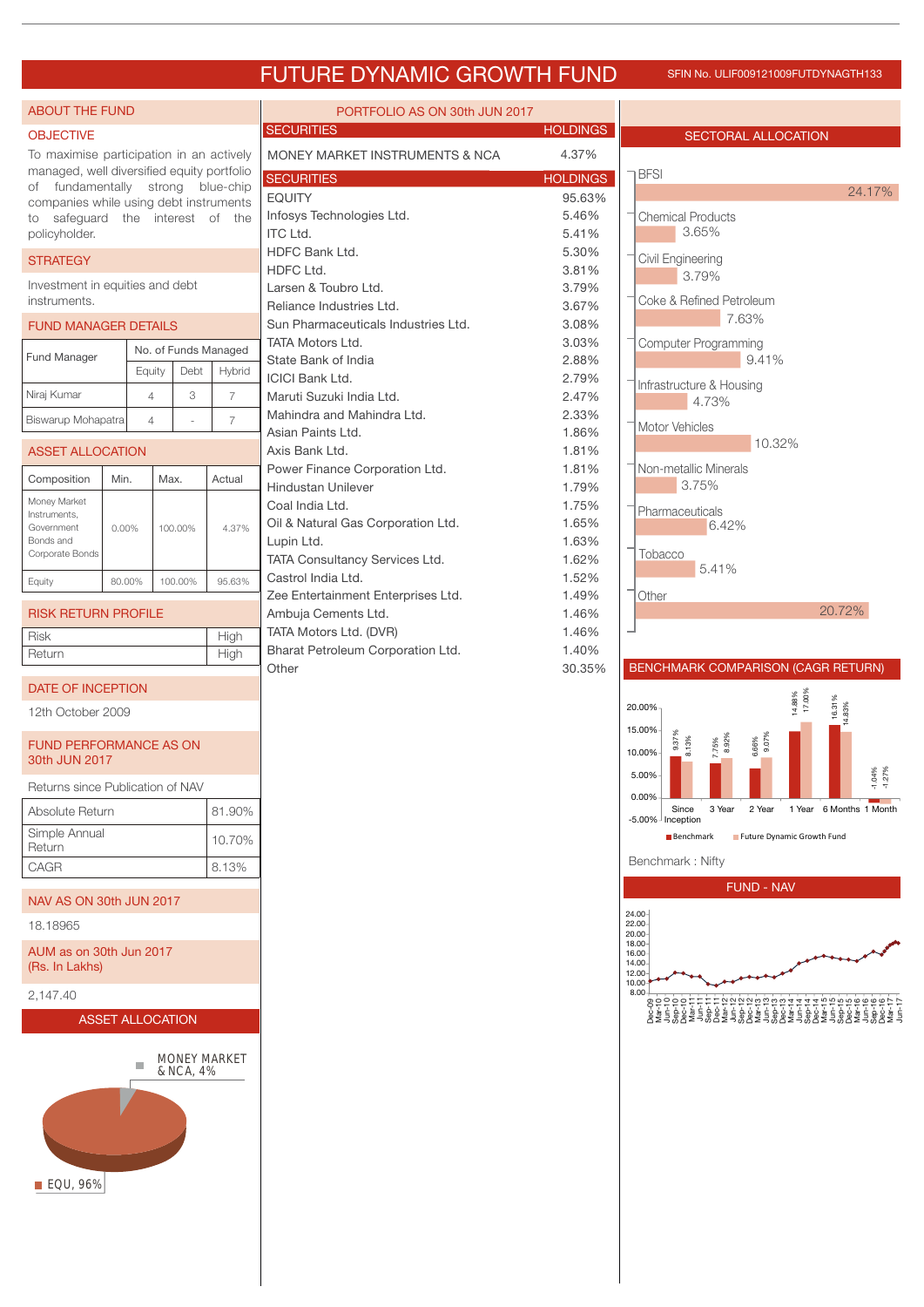# FUTURE DYNAMIC GROWTH FUND

SFIN No. ULIF009121009FUTDYNAGTH133

## ABOUT THE FUND

### OBJECTIVE

To maximise participation in an actively managed, well diversified equity portfolio of fundamentally strong blue-chip companies while using debt instruments to safeguard the interest of the policyholder.

### STRATEGY

Investment in equities and debt instruments.

### FUND MANAGER DETAILS

| Fund Manager | No. of Funds Managed | | |
|---|---|---|---|
| | Equity | Debt | Hybrid |
| Niraj Kumar | 4 | 3 | 7 |
| Biswarup Mohapatra | 4 | - | 7 |

### ASSET ALLOCATION

| Composition | Min. | Max. | Actual |
|---|---|---|---|
| Money Market Instruments, Government Bonds and Corporate Bonds | 0.00% | 100.00% | 4.37% |
| Equity | 80.00% | 100.00% | 95.63% |

### RISK RETURN PROFILE

| | |
|---|---|
| Risk | High |
| Return | High |

### DATE OF INCEPTION

12th October 2009

### FUND PERFORMANCE AS ON 30th JUN 2017

Returns since Publication of NAV

| | |
|---|---|
| Absolute Return | 81.90% |
| Simple Annual Return | 10.70% |
| CAGR | 8.13% |

### NAV AS ON 30th JUN 2017

18.18965

### AUM as on 30th Jun 2017 (Rs. In Lakhs)

2,147.40

### ASSET ALLOCATION

- MONEY MARKET & NCA, 4%
- EQU, 96%

## PORTFOLIO AS ON 30th JUN 2017

| SECURITIES | HOLDINGS |
|---|---|
| MONEY MARKET INSTRUMENTS & NCA | 4.37% |

| SECURITIES | HOLDINGS |
|---|---|
| EQUITY | 95.63% |
| Infosys Technologies Ltd. | 5.46% |
| ITC Ltd. | 5.41% |
| HDFC Bank Ltd. | 5.30% |
| HDFC Ltd. | 3.81% |
| Larsen & Toubro Ltd. | 3.79% |
| Reliance Industries Ltd. | 3.67% |
| Sun Pharmaceuticals Industries Ltd. | 3.08% |
| TATA Motors Ltd. | 3.03% |
| State Bank of India | 2.88% |
| ICICI Bank Ltd. | 2.79% |
| Maruti Suzuki India Ltd. | 2.47% |
| Mahindra and Mahindra Ltd. | 2.33% |
| Asian Paints Ltd. | 1.86% |
| Axis Bank Ltd. | 1.81% |
| Power Finance Corporation Ltd. | 1.81% |
| Hindustan Unilever | 1.79% |
| Coal India Ltd. | 1.75% |
| Oil & Natural Gas Corporation Ltd. | 1.65% |
| Lupin Ltd. | 1.63% |
| TATA Consultancy Services Ltd. | 1.62% |
| Castrol India Ltd. | 1.52% |
| Zee Entertainment Enterprises Ltd. | 1.49% |
| Ambuja Cements Ltd. | 1.46% |
| TATA Motors Ltd. (DVR) | 1.46% |
| Bharat Petroleum Corporation Ltd. | 1.40% |
| Other | 30.35% |

## SECTORAL ALLOCATION

| Sector | Allocation |
|---|---|
| BFSI | 24.17% |
| Chemical Products | 3.65% |
| Civil Engineering | 3.79% |
| Coke & Refined Petroleum | 7.63% |
| Computer Programming | 9.41% |
| Infrastructure & Housing | 4.73% |
| Motor Vehicles | 10.32% |
| Non-metallic Minerals | 3.75% |
| Pharmaceuticals | 6.42% |
| Tobacco | 5.41% |
| Other | 20.72% |

## BENCHMARK COMPARISON (CAGR RETURN)

| | Since Inception | 3 Year | 2 Year | 1 Year | 6 Months | 1 Month |
|---|---|---|---|---|---|---|
| Benchmark | 9.37% | 7.75% | 6.66% | 14.88% | 16.31% | -1.04% |
| Future Dynamic Growth Fund | 8.13% | 8.92% | 9.07% | 17.00% | 14.83% | -1.27% |

Benchmark : Nifty

## FUND - NAV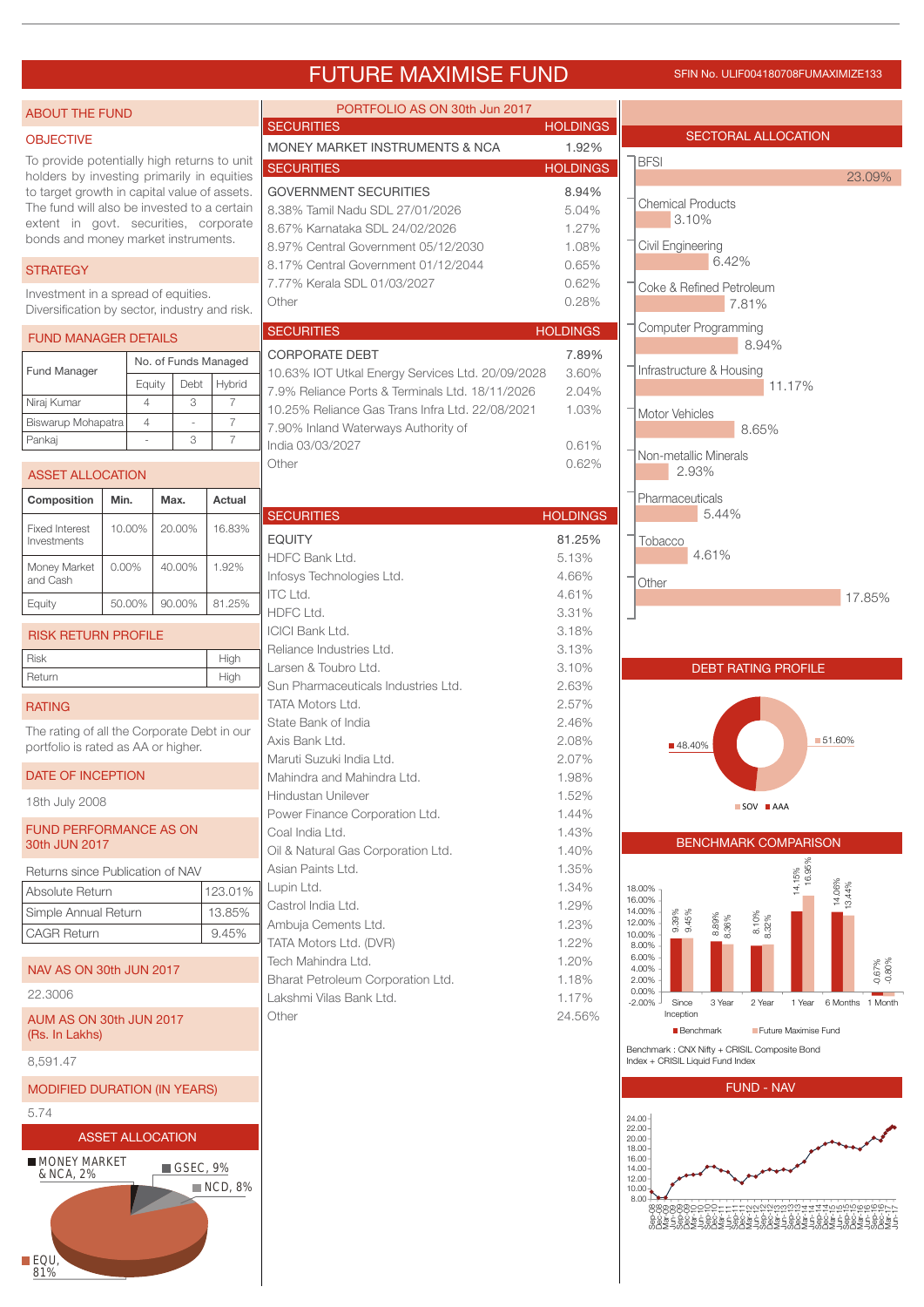# FUTURE MAXIMISE FUND

SFIN No. ULIF004180708FUMAXIMIZE133

## ABOUT THE FUND

### OBJECTIVE

To provide potentially high returns to unit holders by investing primarily in equities to target growth in capital value of assets. The fund will also be invested to a certain extent in govt. securities, corporate bonds and money market instruments.

### STRATEGY

Investment in a spread of equities. Diversification by sector, industry and risk.

### FUND MANAGER DETAILS

| Fund Manager | No. of Funds Managed | | |
|---|---|---|---|
| | Equity | Debt | Hybrid |
| Niraj Kumar | 4 | 3 | 7 |
| Biswarup Mohapatra | 4 | - | 7 |
| Pankaj | - | 3 | 7 |

### ASSET ALLOCATION

| Composition | Min. | Max. | Actual |
|---|---|---|---|
| Fixed Interest Investments | 10.00% | 20.00% | 16.83% |
| Money Market and Cash | 0.00% | 40.00% | 1.92% |
| Equity | 50.00% | 90.00% | 81.25% |

### RISK RETURN PROFILE

| | |
|---|---|
| Risk | High |
| Return | High |

### RATING

The rating of all the Corporate Debt in our portfolio is rated as AA or higher.

### DATE OF INCEPTION

18th July 2008

### FUND PERFORMANCE AS ON 30th JUN 2017

Returns since Publication of NAV

| | |
|---|---|
| Absolute Return | 123.01% |
| Simple Annual Return | 13.85% |
| CAGR Return | 9.45% |

### NAV AS ON 30th JUN 2017

22.3006

### AUM AS ON 30th JUN 2017 (Rs. In Lakhs)

8,591.47

### MODIFIED DURATION (IN YEARS)

5.74

### ASSET ALLOCATION

MONEY MARKET & NCA, 2%; GSEC, 9%; NCD, 8%; EQU, 81%

## PORTFOLIO AS ON 30th Jun 2017

| SECURITIES | HOLDINGS |
|---|---|
| MONEY MARKET INSTRUMENTS & NCA | 1.92% |

| SECURITIES | HOLDINGS |
|---|---|
| GOVERNMENT SECURITIES | 8.94% |
| 8.38% Tamil Nadu SDL 27/01/2026 | 5.04% |
| 8.67% Karnataka SDL 24/02/2026 | 1.27% |
| 8.97% Central Government 05/12/2030 | 1.08% |
| 8.17% Central Government 01/12/2044 | 0.65% |
| 7.77% Kerala SDL 01/03/2027 | 0.62% |
| Other | 0.28% |

| SECURITIES | HOLDINGS |
|---|---|
| CORPORATE DEBT | 7.89% |
| 10.63% IOT Utkal Energy Services Ltd. 20/09/2028 | 3.60% |
| 7.9% Reliance Ports & Terminals Ltd. 18/11/2026 | 2.04% |
| 10.25% Reliance Gas Trans Infra Ltd. 22/08/2021 | 1.03% |
| 7.90% Inland Waterways Authority of India 03/03/2027 | 0.61% |
| Other | 0.62% |

| SECURITIES | HOLDINGS |
|---|---|
| EQUITY | 81.25% |
| HDFC Bank Ltd. | 5.13% |
| Infosys Technologies Ltd. | 4.66% |
| ITC Ltd. | 4.61% |
| HDFC Ltd. | 3.31% |
| ICICI Bank Ltd. | 3.18% |
| Reliance Industries Ltd. | 3.13% |
| Larsen & Toubro Ltd. | 3.10% |
| Sun Pharmaceuticals Industries Ltd. | 2.63% |
| TATA Motors Ltd. | 2.57% |
| State Bank of India | 2.46% |
| Axis Bank Ltd. | 2.08% |
| Maruti Suzuki India Ltd. | 2.07% |
| Mahindra and Mahindra Ltd. | 1.98% |
| Hindustan Unilever | 1.52% |
| Power Finance Corporation Ltd. | 1.44% |
| Coal India Ltd. | 1.43% |
| Oil & Natural Gas Corporation Ltd. | 1.40% |
| Asian Paints Ltd. | 1.35% |
| Lupin Ltd. | 1.34% |
| Castrol India Ltd. | 1.29% |
| Ambuja Cements Ltd. | 1.23% |
| TATA Motors Ltd. (DVR) | 1.22% |
| Tech Mahindra Ltd. | 1.20% |
| Bharat Petroleum Corporation Ltd. | 1.18% |
| Lakshmi Vilas Bank Ltd. | 1.17% |
| Other | 24.56% |

## SECTORAL ALLOCATION

| Sector | Allocation |
|---|---|
| BFSI | 23.09% |
| Chemical Products | 3.10% |
| Civil Engineering | 6.42% |
| Coke & Refined Petroleum | 7.81% |
| Computer Programming | 8.94% |
| Infrastructure & Housing | 11.17% |
| Motor Vehicles | 8.65% |
| Non-metallic Minerals | 2.93% |
| Pharmaceuticals | 5.44% |
| Tobacco | 4.61% |
| Other | 17.85% |

## DEBT RATING PROFILE

SOV 51.60%; AAA 48.40%

## BENCHMARK COMPARISON

| | Since Inception | 3 Year | 2 Year | 1 Year | 6 Months | 1 Month |
|---|---|---|---|---|---|---|
| Benchmark | 9.39% | 8.89% | 8.10% | 14.15% | 14.06% | -0.67% |
| Future Maximise Fund | 9.45% | 8.36% | 8.32% | 16.95% | 13.44% | -0.80% |

Benchmark : CNX Nifty + CRISIL Composite Bond Index + CRISIL Liquid Fund Index

## FUND - NAV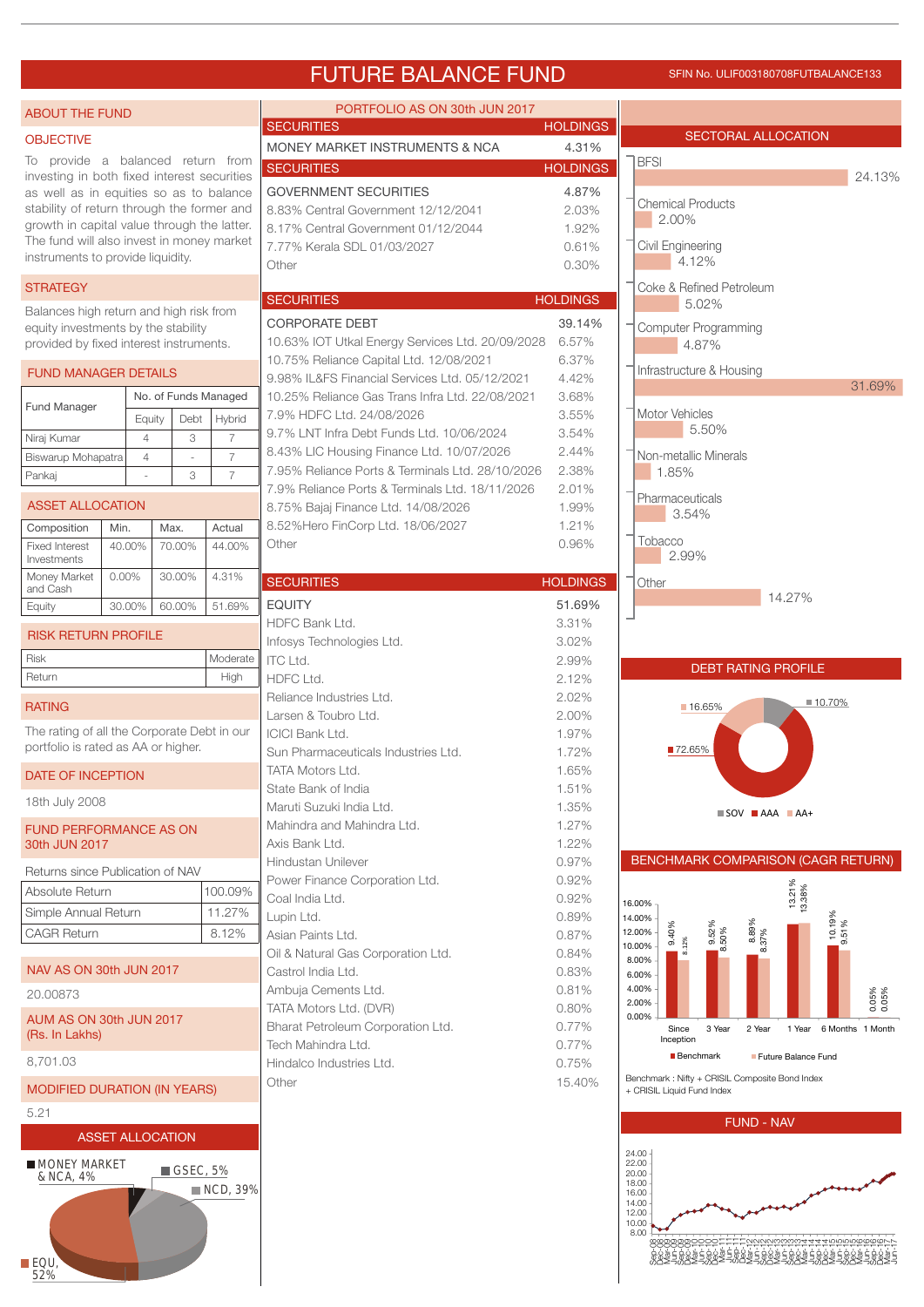# FUTURE BALANCE FUND

SFIN No. ULIF003180708FUTBALANCE133

## ABOUT THE FUND

### OBJECTIVE

To provide a balanced return from investing in both fixed interest securities as well as in equities so as to balance stability of return through the former and growth in capital value through the latter. The fund will also invest in money market instruments to provide liquidity.

### STRATEGY

Balances high return and high risk from equity investments by the stability provided by fixed interest instruments.

### FUND MANAGER DETAILS

| Fund Manager | No. of Funds Managed | | |
|---|---|---|---|
| | Equity | Debt | Hybrid |
| Niraj Kumar | 4 | 3 | 7 |
| Biswarup Mohapatra | 4 | - | 7 |
| Pankaj | - | 3 | 7 |

### ASSET ALLOCATION

| Composition | Min. | Max. | Actual |
|---|---|---|---|
| Fixed Interest Investments | 40.00% | 70.00% | 44.00% |
| Money Market and Cash | 0.00% | 30.00% | 4.31% |
| Equity | 30.00% | 60.00% | 51.69% |

### RISK RETURN PROFILE

| | |
|---|---|
| Risk | Moderate |
| Return | High |

### RATING

The rating of all the Corporate Debt in our portfolio is rated as AA or higher.

### DATE OF INCEPTION

18th July 2008

### FUND PERFORMANCE AS ON 30th JUN 2017

Returns since Publication of NAV

| | |
|---|---|
| Absolute Return | 100.09% |
| Simple Annual Return | 11.27% |
| CAGR Return | 8.12% |

### NAV AS ON 30th JUN 2017

20.00873

### AUM AS ON 30th JUN 2017 (Rs. In Lakhs)

8,701.03

### MODIFIED DURATION (IN YEARS)

5.21

### ASSET ALLOCATION

MONEY MARKET & NCA, 4%; GSEC, 5%; NCD, 39%; EQU, 52%

## PORTFOLIO AS ON 30th JUN 2017

| SECURITIES | HOLDINGS |
|---|---|
| MONEY MARKET INSTRUMENTS & NCA | 4.31% |

| SECURITIES | HOLDINGS |
|---|---|
| GOVERNMENT SECURITIES | 4.87% |
| 8.83% Central Government 12/12/2041 | 2.03% |
| 8.17% Central Government 01/12/2044 | 1.92% |
| 7.77% Kerala SDL 01/03/2027 | 0.61% |
| Other | 0.30% |

| SECURITIES | HOLDINGS |
|---|---|
| CORPORATE DEBT | 39.14% |
| 10.63% IOT Utkal Energy Services Ltd. 20/09/2028 | 6.57% |
| 10.75% Reliance Capital Ltd. 12/08/2021 | 6.37% |
| 9.98% IL&FS Financial Services Ltd. 05/12/2021 | 4.42% |
| 10.25% Reliance Gas Trans Infra Ltd. 22/08/2021 | 3.68% |
| 7.9% HDFC Ltd. 24/08/2026 | 3.55% |
| 9.7% LNT Infra Debt Funds Ltd. 10/06/2024 | 3.54% |
| 8.43% LIC Housing Finance Ltd. 10/07/2026 | 2.44% |
| 7.95% Reliance Ports & Terminals Ltd. 28/10/2026 | 2.38% |
| 7.9% Reliance Ports & Terminals Ltd. 18/11/2026 | 2.01% |
| 8.75% Bajaj Finance Ltd. 14/08/2026 | 1.99% |
| 8.52%Hero FinCorp Ltd. 18/06/2027 | 1.21% |
| Other | 0.96% |

| SECURITIES | HOLDINGS |
|---|---|
| EQUITY | 51.69% |
| HDFC Bank Ltd. | 3.31% |
| Infosys Technologies Ltd. | 3.02% |
| ITC Ltd. | 2.99% |
| HDFC Ltd. | 2.12% |
| Reliance Industries Ltd. | 2.02% |
| Larsen & Toubro Ltd. | 2.00% |
| ICICI Bank Ltd. | 1.97% |
| Sun Pharmaceuticals Industries Ltd. | 1.72% |
| TATA Motors Ltd. | 1.65% |
| State Bank of India | 1.51% |
| Maruti Suzuki India Ltd. | 1.35% |
| Mahindra and Mahindra Ltd. | 1.27% |
| Axis Bank Ltd. | 1.22% |
| Hindustan Unilever | 0.97% |
| Power Finance Corporation Ltd. | 0.92% |
| Coal India Ltd. | 0.92% |
| Lupin Ltd. | 0.89% |
| Asian Paints Ltd. | 0.87% |
| Oil & Natural Gas Corporation Ltd. | 0.84% |
| Castrol India Ltd. | 0.83% |
| Ambuja Cements Ltd. | 0.81% |
| TATA Motors Ltd. (DVR) | 0.80% |
| Bharat Petroleum Corporation Ltd. | 0.77% |
| Tech Mahindra Ltd. | 0.77% |
| Hindalco Industries Ltd. | 0.75% |
| Other | 15.40% |

## SECTORAL ALLOCATION

| Sector | Allocation |
|---|---|
| BFSI | 24.13% |
| Chemical Products | 2.00% |
| Civil Engineering | 4.12% |
| Coke & Refined Petroleum | 5.02% |
| Computer Programming | 4.87% |
| Infrastructure & Housing | 31.69% |
| Motor Vehicles | 5.50% |
| Non-metallic Minerals | 1.85% |
| Pharmaceuticals | 3.54% |
| Tobacco | 2.99% |
| Other | 14.27% |

## DEBT RATING PROFILE

| Rating | Share |
|---|---|
| SOV | 10.70% |
| AAA | 72.65% |
| AA+ | 16.65% |

## BENCHMARK COMPARISON (CAGR RETURN)

| | Since Inception | 3 Year | 2 Year | 1 Year | 6 Months | 1 Month |
|---|---|---|---|---|---|---|
| Benchmark | 9.40% | 9.52% | 8.89% | 13.21% | 10.19% | 0.05% |
| Future Balance Fund | 8.12% | 8.50% | 8.37% | 13.38% | 9.51% | 0.05% |

Benchmark : Nifty + CRISIL Composite Bond Index + CRISIL Liquid Fund Index

## FUND - NAV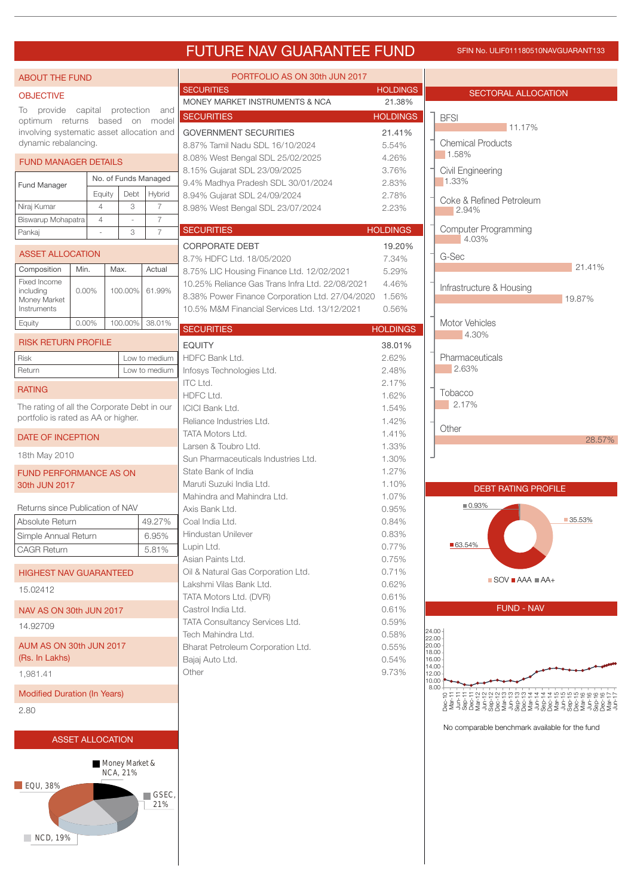# FUTURE NAV GUARANTEE FUND

SFIN No. ULIF011180510NAVGUARANT133

## ABOUT THE FUND

### OBJECTIVE

To provide capital protection and optimum returns based on model involving systematic asset allocation and dynamic rebalancing.

### FUND MANAGER DETAILS

| Fund Manager | No. of Funds Managed | | |
|---|---|---|---|
| | Equity | Debt | Hybrid |
| Niraj Kumar | 4 | 3 | 7 |
| Biswarup Mohapatra | 4 | - | 7 |
| Pankaj | - | 3 | 7 |

### ASSET ALLOCATION

| Composition | Min. | Max. | Actual |
|---|---|---|---|
| Fixed Income including Money Market Instruments | 0.00% | 100.00% | 61.99% |
| Equity | 0.00% | 100.00% | 38.01% |

### RISK RETURN PROFILE

| | |
|---|---|
| Risk | Low to medium |
| Return | Low to medium |

### RATING

The rating of all the Corporate Debt in our portfolio is rated as AA or higher.

### DATE OF INCEPTION

18th May 2010

### FUND PERFORMANCE AS ON 30th JUN 2017

Returns since Publication of NAV

| | |
|---|---|
| Absolute Return | 49.27% |
| Simple Annual Return | 6.95% |
| CAGR Return | 5.81% |

### HIGHEST NAV GUARANTEED

15.02412

### NAV AS ON 30th JUN 2017

14.92709

### AUM AS ON 30th JUN 2017 (Rs. In Lakhs)

1,981.41

### Modified Duration (In Years)

2.80

### ASSET ALLOCATION

Money Market & NCA, 21%
EQU, 38%
GSEC, 21%
NCD, 19%

## PORTFOLIO AS ON 30th JUN 2017

| SECURITIES | HOLDINGS |
|---|---|
| MONEY MARKET INSTRUMENTS & NCA | 21.38% |

| SECURITIES | HOLDINGS |
|---|---|
| GOVERNMENT SECURITIES | 21.41% |
| 8.87% Tamil Nadu SDL 16/10/2024 | 5.54% |
| 8.08% West Bengal SDL 25/02/2025 | 4.26% |
| 8.15% Gujarat SDL 23/09/2025 | 3.76% |
| 9.4% Madhya Pradesh SDL 30/01/2024 | 2.83% |
| 8.94% Gujarat SDL 24/09/2024 | 2.78% |
| 8.98% West Bengal SDL 23/07/2024 | 2.23% |

| SECURITIES | HOLDINGS |
|---|---|
| CORPORATE DEBT | 19.20% |
| 8.7% HDFC Ltd. 18/05/2020 | 7.34% |
| 8.75% LIC Housing Finance Ltd. 12/02/2021 | 5.29% |
| 10.25% Reliance Gas Trans Infra Ltd. 22/08/2021 | 4.46% |
| 8.38% Power Finance Corporation Ltd. 27/04/2020 | 1.56% |
| 10.5% M&M Financial Services Ltd. 13/12/2021 | 0.56% |

| SECURITIES | HOLDINGS |
|---|---|
| EQUITY | 38.01% |
| HDFC Bank Ltd. | 2.62% |
| Infosys Technologies Ltd. | 2.48% |
| ITC Ltd. | 2.17% |
| HDFC Ltd. | 1.62% |
| ICICI Bank Ltd. | 1.54% |
| Reliance Industries Ltd. | 1.42% |
| TATA Motors Ltd. | 1.41% |
| Larsen & Toubro Ltd. | 1.33% |
| Sun Pharmaceuticals Industries Ltd. | 1.30% |
| State Bank of India | 1.27% |
| Maruti Suzuki India Ltd. | 1.10% |
| Mahindra and Mahindra Ltd. | 1.07% |
| Axis Bank Ltd. | 0.95% |
| Coal India Ltd. | 0.84% |
| Hindustan Unilever | 0.83% |
| Lupin Ltd. | 0.77% |
| Asian Paints Ltd. | 0.75% |
| Oil & Natural Gas Corporation Ltd. | 0.71% |
| Lakshmi Vilas Bank Ltd. | 0.62% |
| TATA Motors Ltd. (DVR) | 0.61% |
| Castrol India Ltd. | 0.61% |
| TATA Consultancy Services Ltd. | 0.59% |
| Tech Mahindra Ltd. | 0.58% |
| Bharat Petroleum Corporation Ltd. | 0.55% |
| Bajaj Auto Ltd. | 0.54% |
| Other | 9.73% |

## SECTORAL ALLOCATION

| Sector | Allocation |
|---|---|
| BFSI | 11.17% |
| Chemical Products | 1.58% |
| Civil Engineering | 1.33% |
| Coke & Refined Petroleum | 2.94% |
| Computer Programming | 4.03% |
| G-Sec | 21.41% |
| Infrastructure & Housing | 19.87% |
| Motor Vehicles | 4.30% |
| Pharmaceuticals | 2.63% |
| Tobacco | 2.17% |
| Other | 28.57% |

## DEBT RATING PROFILE

SOV 35.53%
AAA 63.54%
AA+ 0.93%

## FUND - NAV

No comparable benchmark available for the fund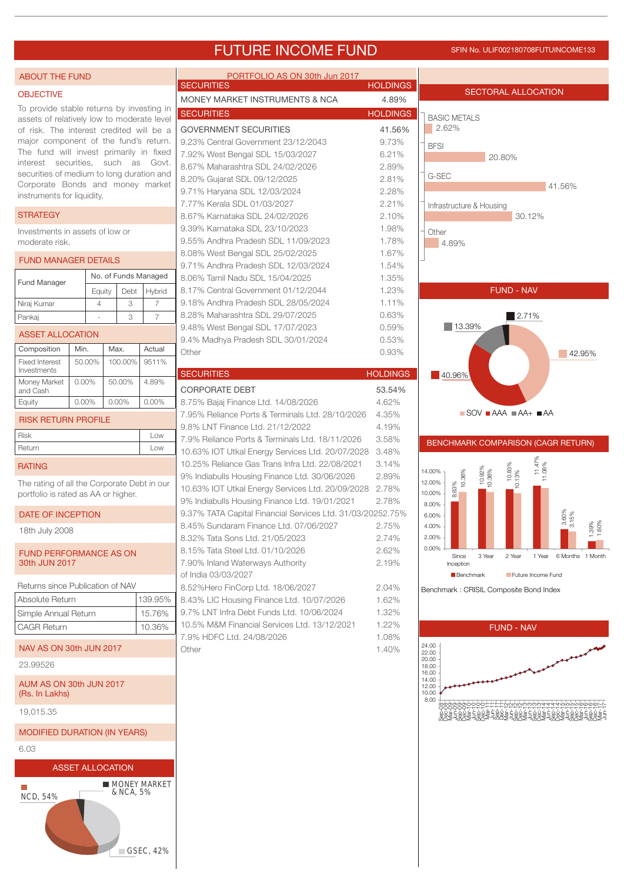# FUTURE INCOME FUND

SFIN No. ULIF002180708FUTUINCOME133

## ABOUT THE FUND

### OBJECTIVE

To provide stable returns by investing in assets of relatively low to moderate level of risk. The interest credited will be a major component of the fund's return. The fund will invest primarily in fixed interest securities, such as Govt. securities of medium to long duration and Corporate Bonds and money market instruments for liquidity.

### STRATEGY

Investments in assets of low or moderate risk.

### FUND MANAGER DETAILS

| Fund Manager | No. of Funds Managed | | |
|---|---|---|---|
| | Equity | Debt | Hybrid |
| Niraj Kumar | 4 | 3 | 7 |
| Pankaj | - | 3 | 7 |

### ASSET ALLOCATION

| Composition | Min. | Max. | Actual |
|---|---|---|---|
| Fixed Interest Investments | 50.00% | 100.00% | 9511% |
| Money Market and Cash | 0.00% | 50.00% | 4.89% |
| Equity | 0.00% | 0.00% | 0.00% |

### RISK RETURN PROFILE

| | |
|---|---|
| Risk | Low |
| Return | Low |

### RATING

The rating of all the Corporate Debt in our portfolio is rated as AA or higher.

### DATE OF INCEPTION

18th July 2008

### FUND PERFORMANCE AS ON 30th JUN 2017

Returns since Publication of NAV

| | |
|---|---|
| Absolute Return | 139.95% |
| Simple Annual Return | 15.76% |
| CAGR Return | 10.36% |

### NAV AS ON 30th JUN 2017

23.99526

### AUM AS ON 30th JUN 2017 (Rs. In Lakhs)

19,015.35

### MODIFIED DURATION (IN YEARS)

6.03

### ASSET ALLOCATION

NCD, 54%; MONEY MARKET & NCA, 5%; GSEC, 42%

## PORTFOLIO AS ON 30th Jun 2017

| SECURITIES | HOLDINGS |
|---|---|
| MONEY MARKET INSTRUMENTS & NCA | 4.89% |

| SECURITIES | HOLDINGS |
|---|---|
| GOVERNMENT SECURITIES | 41.56% |
| 9.23% Central Government 23/12/2043 | 9.73% |
| 7.92% West Bengal SDL 15/03/2027 | 6.21% |
| 8.67% Maharashtra SDL 24/02/2026 | 2.89% |
| 8.20% Gujarat SDL 09/12/2025 | 2.81% |
| 9.71% Haryana SDL 12/03/2024 | 2.28% |
| 7.77% Kerala SDL 01/03/2027 | 2.21% |
| 8.67% Karnataka SDL 24/02/2026 | 2.10% |
| 9.39% Karnataka SDL 23/10/2023 | 1.98% |
| 9.55% Andhra Pradesh SDL 11/09/2023 | 1.78% |
| 8.08% West Bengal SDL 25/02/2025 | 1.67% |
| 9.71% Andhra Pradesh SDL 12/03/2024 | 1.54% |
| 8.06% Tamil Nadu SDL 15/04/2025 | 1.35% |
| 8.17% Central Government 01/12/2044 | 1.23% |
| 9.18% Andhra Pradesh SDL 28/05/2024 | 1.11% |
| 8.28% Maharashtra SDL 29/07/2025 | 0.63% |
| 9.48% West Bengal SDL 17/07/2023 | 0.59% |
| 9.4% Madhya Pradesh SDL 30/01/2024 | 0.53% |
| Other | 0.93% |

| SECURITIES | HOLDINGS |
|---|---|
| CORPORATE DEBT | 53.54% |
| 8.75% Bajaj Finance Ltd. 14/08/2026 | 4.62% |
| 7.95% Reliance Ports & Terminals Ltd. 28/10/2026 | 4.35% |
| 9.8% LNT Finance Ltd. 21/12/2022 | 4.19% |
| 7.9% Reliance Ports & Terminals Ltd. 18/11/2026 | 3.58% |
| 10.63% IOT Utkal Energy Services Ltd. 20/07/2028 | 3.48% |
| 10.25% Reliance Gas Trans Infra Ltd. 22/08/2021 | 3.14% |
| 9% Indiabulls Housing Finance Ltd. 30/06/2026 | 2.89% |
| 10.63% IOT Utkal Energy Services Ltd. 20/09/2028 | 2.78% |
| 9% Indiabulls Housing Finance Ltd. 19/01/2021 | 2.78% |
| 9.37% TATA Capital Financial Services Ltd. 31/03/2025 | 2.75% |
| 8.45% Sundaram Finance Ltd. 07/06/2027 | 2.75% |
| 8.32% Tata Sons Ltd. 21/05/2023 | 2.74% |
| 8.15% Tata Steel Ltd. 01/10/2026 | 2.62% |
| 7.90% Inland Waterways Authority of India 03/03/2027 | 2.19% |
| 8.52%Hero FinCorp Ltd. 18/06/2027 | 2.04% |
| 8.43% LIC Housing Finance Ltd. 10/07/2026 | 1.62% |
| 9.7% LNT Infra Debt Funds Ltd. 10/06/2024 | 1.32% |
| 10.5% M&M Financial Services Ltd. 13/12/2021 | 1.22% |
| 7.9% HDFC Ltd. 24/08/2026 | 1.08% |
| Other | 1.40% |

## SECTORAL ALLOCATION

| Sector | Allocation |
|---|---|
| BASIC METALS | 2.62% |
| BFSI | 20.80% |
| G-SEC | 41.56% |
| Infrastructure & Housing | 30.12% |
| Other | 4.89% |

## FUND - NAV

| Rating | Share |
|---|---|
| SOV | 42.95% |
| AAA | 40.96% |
| AA+ | 13.39% |
| AA | 2.71% |

## BENCHMARK COMPARISON (CAGR RETURN)

| | Since Inception | 3 Year | 2 Year | 1 Year | 6 Months | 1 Month |
|---|---|---|---|---|---|---|
| Benchmark | 8.63% | 10.92% | 10.83% | 11.47% | 3.60% | 1.39% |
| Future Income Fund | 10.36% | 10.36% | 10.13% | 11.06% | 3.15% | 1.60% |

Benchmark : CRISIL Composite Bond Index

## FUND - NAV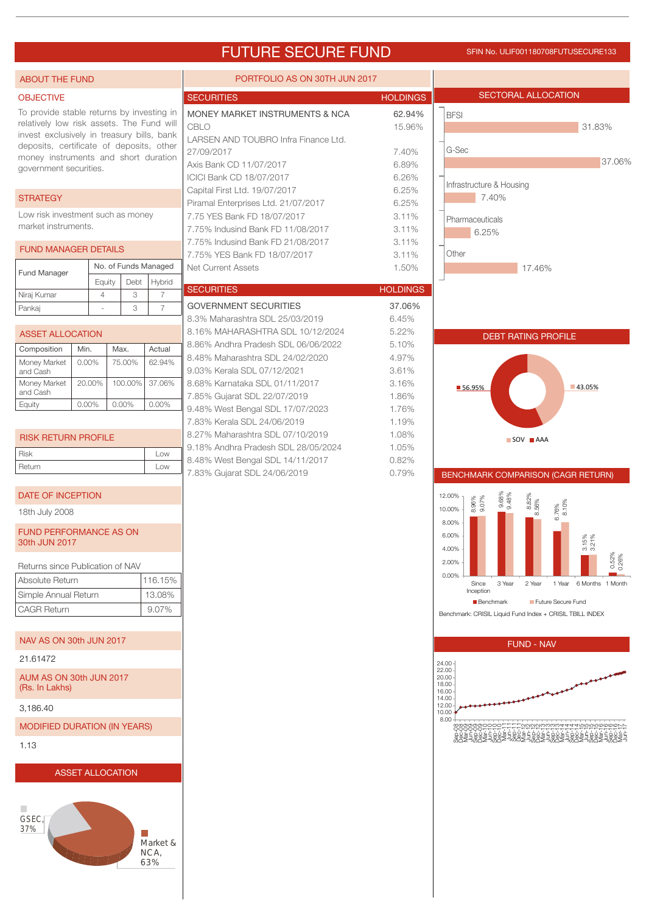# FUTURE SECURE FUND

SFIN No. ULIF001180708FUTUSECURE133

## ABOUT THE FUND

### OBJECTIVE

To provide stable returns by investing in relatively low risk assets. The Fund will invest exclusively in treasury bills, bank deposits, certificate of deposits, other money instruments and short duration government securities.

### STRATEGY

Low risk investment such as money market instruments.

### FUND MANAGER DETAILS

| Fund Manager | No. of Funds Managed | | |
|---|---|---|---|
| | Equity | Debt | Hybrid |
| Niraj Kumar | 4 | 3 | 7 |
| Pankaj | - | 3 | 7 |

### ASSET ALLOCATION

| Composition | Min. | Max. | Actual |
|---|---|---|---|
| Money Market and Cash | 0.00% | 75.00% | 62.94% |
| Money Market and Cash | 20.00% | 100.00% | 37.06% |
| Equity | 0.00% | 0.00% | 0.00% |

### RISK RETURN PROFILE

| | |
|---|---|
| Risk | Low |
| Return | Low |

### DATE OF INCEPTION

18th July 2008

### FUND PERFORMANCE AS ON 30th JUN 2017

Returns since Publication of NAV

| | |
|---|---|
| Absolute Return | 116.15% |
| Simple Annual Return | 13.08% |
| CAGR Return | 9.07% |

### NAV AS ON 30th JUN 2017

21.61472

### AUM AS ON 30th JUN 2017 (Rs. In Lakhs)

3,186.40

### MODIFIED DURATION (IN YEARS)

1.13

### ASSET ALLOCATION

GSEC, 37%
Market & NCA, 63%

## PORTFOLIO AS ON 30TH JUN 2017

| SECURITIES | HOLDINGS |
|---|---|
| MONEY MARKET INSTRUMENTS & NCA | 62.94% |
| CBLO | 15.96% |
| LARSEN AND TOUBRO Infra Finance Ltd. 27/09/2017 | 7.40% |
| Axis Bank CD 11/07/2017 | 6.89% |
| ICICI Bank CD 18/07/2017 | 6.26% |
| Capital First Ltd. 19/07/2017 | 6.25% |
| Piramal Enterprises Ltd. 21/07/2017 | 6.25% |
| 7.75 YES Bank FD 18/07/2017 | 3.11% |
| 7.75% Indusind Bank FD 11/08/2017 | 3.11% |
| 7.75% Indusind Bank FD 21/08/2017 | 3.11% |
| 7.75% YES Bank FD 18/07/2017 | 3.11% |
| Net Current Assets | 1.50% |

| SECURITIES | HOLDINGS |
|---|---|
| GOVERNMENT SECURITIES | 37.06% |
| 8.3% Maharashtra SDL 25/03/2019 | 6.45% |
| 8.16% MAHARASHTRA SDL 10/12/2024 | 5.22% |
| 8.86% Andhra Pradesh SDL 06/06/2022 | 5.10% |
| 8.48% Maharashtra SDL 24/02/2020 | 4.97% |
| 9.03% Kerala SDL 07/12/2021 | 3.61% |
| 8.68% Karnataka SDL 01/11/2017 | 3.16% |
| 7.85% Gujarat SDL 22/07/2019 | 1.86% |
| 9.48% West Bengal SDL 17/07/2023 | 1.76% |
| 7.83% Kerala SDL 24/06/2019 | 1.19% |
| 8.27% Maharashtra SDL 07/10/2019 | 1.08% |
| 9.18% Andhra Pradesh SDL 28/05/2024 | 1.05% |
| 8.48% West Bengal SDL 14/11/2017 | 0.82% |
| 7.83% Gujarat SDL 24/06/2019 | 0.79% |

## SECTORAL ALLOCATION

| Sector | Allocation |
|---|---|
| BFSI | 31.83% |
| G-Sec | 37.06% |
| Infrastructure & Housing | 7.40% |
| Pharmaceuticals | 6.25% |
| Other | 17.46% |

## DEBT RATING PROFILE

| Rating | Share |
|---|---|
| SOV | 43.05% |
| AAA | 56.95% |

## BENCHMARK COMPARISON (CAGR RETURN)

| Period | Benchmark | Future Secure Fund |
|---|---|---|
| Since Inception | 8.96% | 9.07% |
| 3 Year | 9.68% | 9.48% |
| 2 Year | 8.82% | 8.56% |
| 1 Year | 6.76% | 8.10% |
| 6 Months | 3.15% | 3.21% |
| 1 Month | 0.52% | 0.26% |

Benchmark: CRISIL Liquid Fund Index + CRISIL TBILL INDEX

## FUND - NAV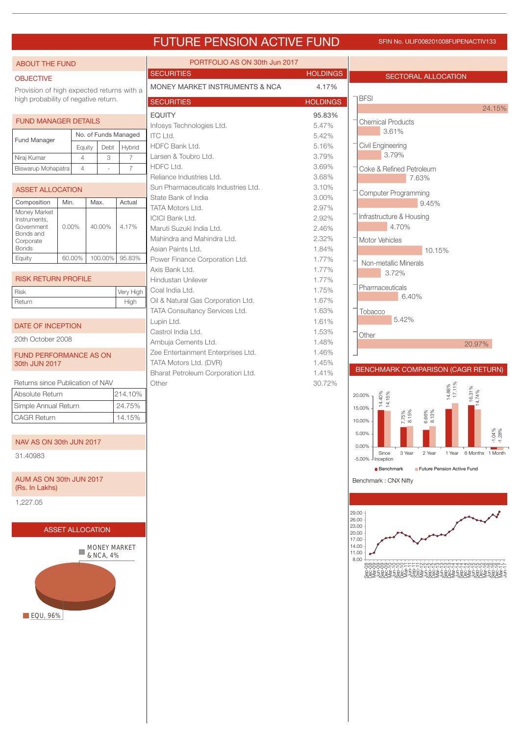# FUTURE PENSION ACTIVE FUND

SFIN No. ULIF008201008FUPENACTIV133

## ABOUT THE FUND

### OBJECTIVE

Provision of high expected returns with a high probability of negative return.

### FUND MANAGER DETAILS

| Fund Manager | No. of Funds Managed | | |
|---|---|---|---|
| | Equity | Debt | Hybrid |
| Niraj Kumar | 4 | 3 | 7 |
| Biswarup Mohapatra | 4 | - | 7 |

### ASSET ALLOCATION

| Composition | Min. | Max. | Actual |
|---|---|---|---|
| Money Market Instruments, Government Bonds and Corporate Bonds | 0.00% | 40.00% | 4.17% |
| Equity | 60.00% | 100.00% | 95.83% |

### RISK RETURN PROFILE

| | |
|---|---|
| Risk | Very High |
| Return | High |

### DATE OF INCEPTION

20th October 2008

### FUND PERFORMANCE AS ON 30th JUN 2017

Returns since Publication of NAV

| | |
|---|---|
| Absolute Return | 214.10% |
| Simple Annual Return | 24.75% |
| CAGR Return | 14.15% |

### NAV AS ON 30th JUN 2017

31.40983

### AUM AS ON 30th JUN 2017 (Rs. In Lakhs)

1,227.05

### ASSET ALLOCATION

MONEY MARKET & NCA, 4%

EQU, 96%

## PORTFOLIO AS ON 30th Jun 2017

| SECURITIES | HOLDINGS |
|---|---|
| MONEY MARKET INSTRUMENTS & NCA | 4.17% |

| SECURITIES | HOLDINGS |
|---|---|
| EQUITY | 95.83% |
| Infosys Technologies Ltd. | 5.47% |
| ITC Ltd. | 5.42% |
| HDFC Bank Ltd. | 5.16% |
| Larsen & Toubro Ltd. | 3.79% |
| HDFC Ltd. | 3.69% |
| Reliance Industries Ltd. | 3.68% |
| Sun Pharmaceuticals Industries Ltd. | 3.10% |
| State Bank of India | 3.00% |
| TATA Motors Ltd. | 2.97% |
| ICICI Bank Ltd. | 2.92% |
| Maruti Suzuki India Ltd. | 2.46% |
| Mahindra and Mahindra Ltd. | 2.32% |
| Asian Paints Ltd. | 1.84% |
| Power Finance Corporation Ltd. | 1.77% |
| Axis Bank Ltd. | 1.77% |
| Hindustan Unilever | 1.77% |
| Coal India Ltd. | 1.75% |
| Oil & Natural Gas Corporation Ltd. | 1.67% |
| TATA Consultancy Services Ltd. | 1.63% |
| Lupin Ltd. | 1.61% |
| Castrol India Ltd. | 1.53% |
| Ambuja Cements Ltd. | 1.48% |
| Zee Entertainment Enterprises Ltd. | 1.46% |
| TATA Motors Ltd. (DVR) | 1.45% |
| Bharat Petroleum Corporation Ltd. | 1.41% |
| Other | 30.72% |

## SECTORAL ALLOCATION

| Sector | Allocation |
|---|---|
| BFSI | 24.15% |
| Chemical Products | 3.61% |
| Civil Engineering | 3.79% |
| Coke & Refined Petroleum | 7.63% |
| Computer Programming | 9.45% |
| Infrastructure & Housing | 4.70% |
| Motor Vehicles | 10.15% |
| Non-metallic Minerals | 3.72% |
| Pharmaceuticals | 6.40% |
| Tobacco | 5.42% |
| Other | 20.97% |

## BENCHMARK COMPARISON (CAGR RETURN)

| | Since Inception | 3 Year | 2 Year | 1 Year | 6 Months | 1 Month |
|---|---|---|---|---|---|---|
| Benchmark | 14.40% | 7.75% | 6.66% | 14.88% | 16.31% | -1.04% |
| Future Pension Active Fund | 14.15% | 8.15% | 8.13% | 17.11% | 14.74% | -1.28% |

Benchmark : CNX Nifty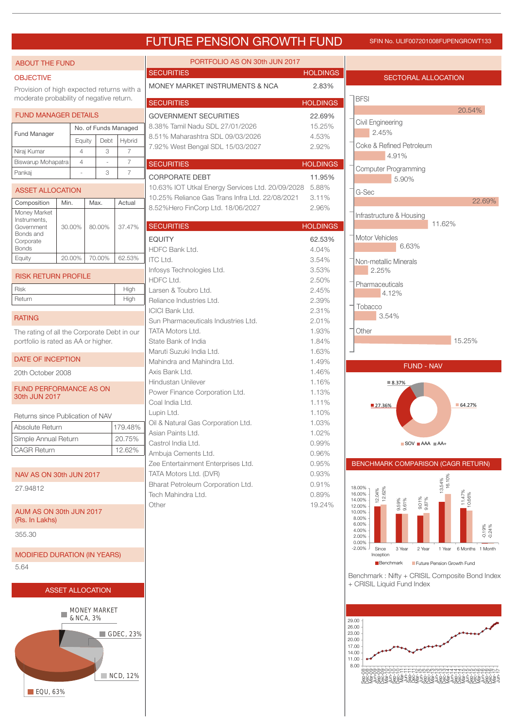# FUTURE PENSION GROWTH FUND

SFIN No. ULIF007201008FUPENGROWT133

## ABOUT THE FUND

### OBJECTIVE

Provision of high expected returns with a moderate probability of negative return.

### FUND MANAGER DETAILS

| Fund Manager | No. of Funds Managed | | |
|---|---|---|---|
| | Equity | Debt | Hybrid |
| Niraj Kumar | 4 | 3 | 7 |
| Biswarup Mohapatra | 4 | - | 7 |
| Pankaj | - | 3 | 7 |

### ASSET ALLOCATION

| Composition | Min. | Max. | Actual |
|---|---|---|---|
| Money Market Instruments, Government Bonds and Corporate Bonds | 30.00% | 80.00% | 37.47% |
| Equity | 20.00% | 70.00% | 62.53% |

### RISK RETURN PROFILE

| | |
|---|---|
| Risk | High |
| Return | High |

### RATING

The rating of all the Corporate Debt in our portfolio is rated as AA or higher.

### DATE OF INCEPTION

20th October 2008

### FUND PERFORMANCE AS ON 30th JUN 2017

Returns since Publication of NAV

| | |
|---|---|
| Absolute Return | 179.48% |
| Simple Annual Return | 20.75% |
| CAGR Return | 12.62% |

### NAV AS ON 30th JUN 2017

27.94812

### AUM AS ON 30th JUN 2017 (Rs. In Lakhs)

355.30

### MODIFIED DURATION (IN YEARS)

5.64

### ASSET ALLOCATION

MONEY MARKET & NCA, 3%; GDEC, 23%; NCD, 12%; EQU, 63%

## PORTFOLIO AS ON 30th JUN 2017

| SECURITIES | HOLDINGS |
|---|---|
| MONEY MARKET INSTRUMENTS & NCA | 2.83% |

| SECURITIES | HOLDINGS |
|---|---|
| GOVERNMENT SECURITIES | 22.69% |
| 8.38% Tamil Nadu SDL 27/01/2026 | 15.25% |
| 8.51% Maharashtra SDL 09/03/2026 | 4.53% |
| 7.92% West Bengal SDL 15/03/2027 | 2.92% |

| SECURITIES | HOLDINGS |
|---|---|
| CORPORATE DEBT | 11.95% |
| 10.63% IOT Utkal Energy Services Ltd. 20/09/2028 | 5.88% |
| 10.25% Reliance Gas Trans Infra Ltd. 22/08/2021 | 3.11% |
| 8.52%Hero FinCorp Ltd. 18/06/2027 | 2.96% |

| SECURITIES | HOLDINGS |
|---|---|
| EQUITY | 62.53% |
| HDFC Bank Ltd. | 4.04% |
| ITC Ltd. | 3.54% |
| Infosys Technologies Ltd. | 3.53% |
| HDFC Ltd. | 2.50% |
| Larsen & Toubro Ltd. | 2.45% |
| Reliance Industries Ltd. | 2.39% |
| ICICI Bank Ltd. | 2.31% |
| Sun Pharmaceuticals Industries Ltd. | 2.01% |
| TATA Motors Ltd. | 1.93% |
| State Bank of India | 1.84% |
| Maruti Suzuki India Ltd. | 1.63% |
| Mahindra and Mahindra Ltd. | 1.49% |
| Axis Bank Ltd. | 1.46% |
| Hindustan Unilever | 1.16% |
| Power Finance Corporation Ltd. | 1.13% |
| Coal India Ltd. | 1.11% |
| Lupin Ltd. | 1.10% |
| Oil & Natural Gas Corporation Ltd. | 1.03% |
| Asian Paints Ltd. | 1.02% |
| Castrol India Ltd. | 0.99% |
| Ambuja Cements Ltd. | 0.96% |
| Zee Entertainment Enterprises Ltd. | 0.95% |
| TATA Motors Ltd. (DVR) | 0.93% |
| Bharat Petroleum Corporation Ltd. | 0.91% |
| Tech Mahindra Ltd. | 0.89% |
| Other | 19.24% |

## SECTORAL ALLOCATION

| Sector | Allocation |
|---|---|
| BFSI | 20.54% |
| Civil Engineering | 2.45% |
| Coke & Refined Petroleum | 4.91% |
| Computer Programming | 5.90% |
| G-Sec | 22.69% |
| Infrastructure & Housing | 11.62% |
| Motor Vehicles | 6.63% |
| Non-metallic Minerals | 2.25% |
| Pharmaceuticals | 4.12% |
| Tobacco | 3.54% |
| Other | 15.25% |

## FUND - NAV

SOV 64.27%; AAA 27.36%; AA+ 8.37%

## BENCHMARK COMPARISON (CAGR RETURN)

| | Since Inception | 3 Year | 2 Year | 1 Year | 6 Months | 1 Month |
|---|---|---|---|---|---|---|
| Benchmark | 12.04% | 9.59% | 9.01% | 13.54% | 11.47% | -0.19% |
| Future Pension Growth Fund | 12.62% | 9.61% | 9.87% | 16.10% | 10.66% | -0.24% |

Benchmark : Nifty + CRISIL Composite Bond Index + CRISIL Liquid Fund Index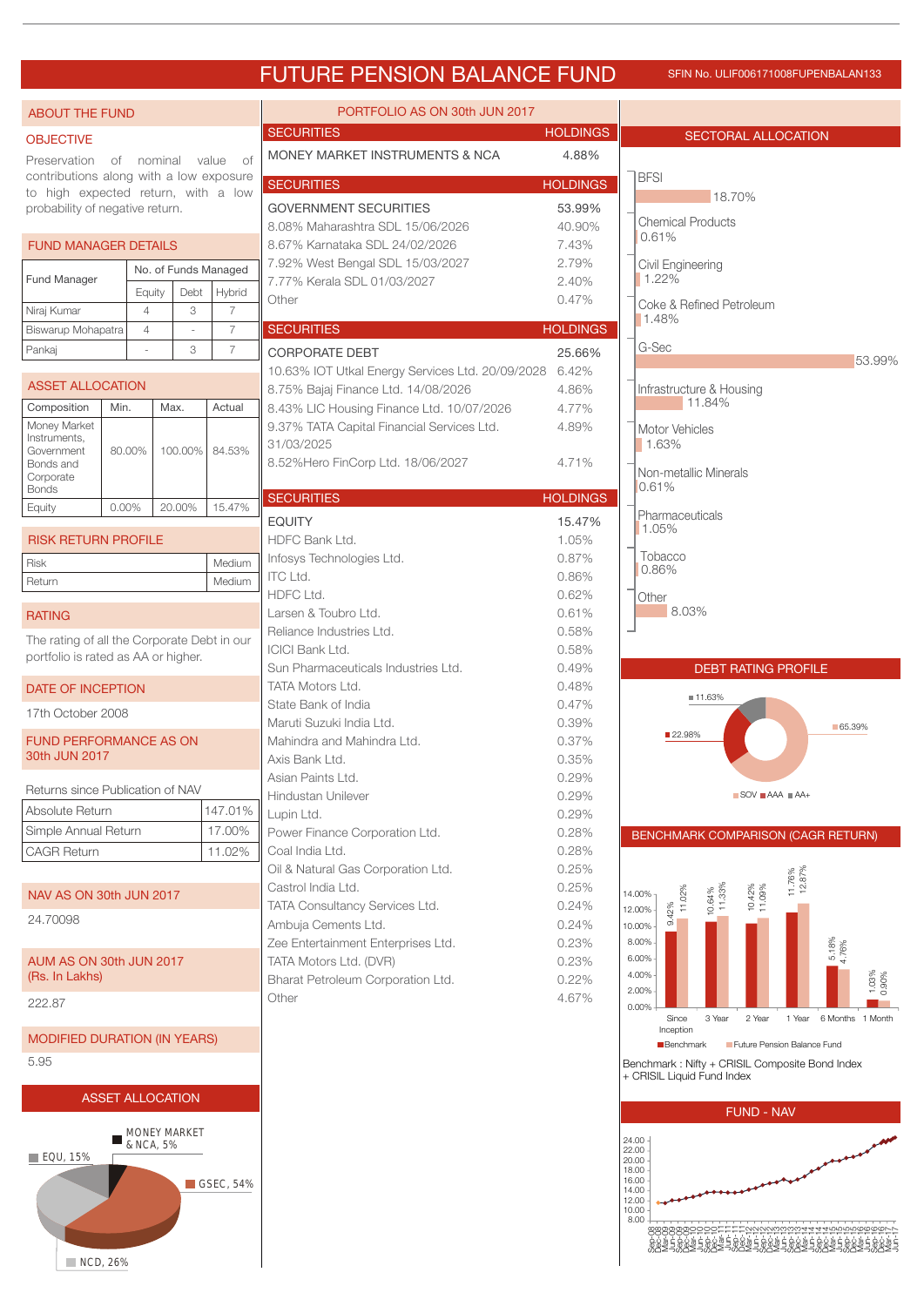# FUTURE PENSION BALANCE FUND

SFIN No. ULIF006171008FUPENBALAN133

## ABOUT THE FUND

### OBJECTIVE

Preservation of nominal value of contributions along with a low exposure to high expected return, with a low probability of negative return.

### FUND MANAGER DETAILS

| Fund Manager | No. of Funds Managed | | |
|---|---|---|---|
| | Equity | Debt | Hybrid |
| Niraj Kumar | 4 | 3 | 7 |
| Biswarup Mohapatra | 4 | - | 7 |
| Pankaj | - | 3 | 7 |

### ASSET ALLOCATION

| Composition | Min. | Max. | Actual |
|---|---|---|---|
| Money Market Instruments, Government Bonds and Corporate Bonds | 80.00% | 100.00% | 84.53% |
| Equity | 0.00% | 20.00% | 15.47% |

### RISK RETURN PROFILE

| | |
|---|---|
| Risk | Medium |
| Return | Medium |

### RATING

The rating of all the Corporate Debt in our portfolio is rated as AA or higher.

### DATE OF INCEPTION

17th October 2008

### FUND PERFORMANCE AS ON 30th JUN 2017

Returns since Publication of NAV

| | |
|---|---|
| Absolute Return | 147.01% |
| Simple Annual Return | 17.00% |
| CAGR Return | 11.02% |

### NAV AS ON 30th JUN 2017

24.70098

### AUM AS ON 30th JUN 2017 (Rs. In Lakhs)

222.87

### MODIFIED DURATION (IN YEARS)

5.95

### ASSET ALLOCATION

EQU, 15%; MONEY MARKET & NCA, 5%; GSEC, 54%; NCD, 26%

## PORTFOLIO AS ON 30th JUN 2017

| SECURITIES | HOLDINGS |
|---|---|
| MONEY MARKET INSTRUMENTS & NCA | 4.88% |

| SECURITIES | HOLDINGS |
|---|---|
| GOVERNMENT SECURITIES | 53.99% |
| 8.08% Maharashtra SDL 15/06/2026 | 40.90% |
| 8.67% Karnataka SDL 24/02/2026 | 7.43% |
| 7.92% West Bengal SDL 15/03/2027 | 2.79% |
| 7.77% Kerala SDL 01/03/2027 | 2.40% |
| Other | 0.47% |

| SECURITIES | HOLDINGS |
|---|---|
| CORPORATE DEBT | 25.66% |
| 10.63% IOT Utkal Energy Services Ltd. 20/09/2028 | 6.42% |
| 8.75% Bajaj Finance Ltd. 14/08/2026 | 4.86% |
| 8.43% LIC Housing Finance Ltd. 10/07/2026 | 4.77% |
| 9.37% TATA Capital Financial Services Ltd. 31/03/2025 | 4.89% |
| 8.52%Hero FinCorp Ltd. 18/06/2027 | 4.71% |

| SECURITIES | HOLDINGS |
|---|---|
| EQUITY | 15.47% |
| HDFC Bank Ltd. | 1.05% |
| Infosys Technologies Ltd. | 0.87% |
| ITC Ltd. | 0.86% |
| HDFC Ltd. | 0.62% |
| Larsen & Toubro Ltd. | 0.61% |
| Reliance Industries Ltd. | 0.58% |
| ICICI Bank Ltd. | 0.58% |
| Sun Pharmaceuticals Industries Ltd. | 0.49% |
| TATA Motors Ltd. | 0.48% |
| State Bank of India | 0.47% |
| Maruti Suzuki India Ltd. | 0.39% |
| Mahindra and Mahindra Ltd. | 0.37% |
| Axis Bank Ltd. | 0.35% |
| Asian Paints Ltd. | 0.29% |
| Hindustan Unilever | 0.29% |
| Lupin Ltd. | 0.29% |
| Power Finance Corporation Ltd. | 0.28% |
| Coal India Ltd. | 0.28% |
| Oil & Natural Gas Corporation Ltd. | 0.25% |
| Castrol India Ltd. | 0.25% |
| TATA Consultancy Services Ltd. | 0.24% |
| Ambuja Cements Ltd. | 0.24% |
| Zee Entertainment Enterprises Ltd. | 0.23% |
| TATA Motors Ltd. (DVR) | 0.23% |
| Bharat Petroleum Corporation Ltd. | 0.22% |
| Other | 4.67% |

## SECTORAL ALLOCATION

| Sector | Allocation |
|---|---|
| BFSI | 18.70% |
| Chemical Products | 0.61% |
| Civil Engineering | 1.22% |
| Coke & Refined Petroleum | 1.48% |
| G-Sec | 53.99% |
| Infrastructure & Housing | 11.84% |
| Motor Vehicles | 1.63% |
| Non-metallic Minerals | 0.61% |
| Pharmaceuticals | 1.05% |
| Tobacco | 0.86% |
| Other | 8.03% |

## DEBT RATING PROFILE

| Rating | Share |
|---|---|
| SOV | 65.39% |
| AAA | 22.98% |
| AA+ | 11.63% |

## BENCHMARK COMPARISON (CAGR RETURN)

| Period | Benchmark | Future Pension Balance Fund |
|---|---|---|
| Since Inception | 9.42% | 11.02% |
| 3 Year | 10.64% | 11.33% |
| 2 Year | 10.42% | 11.09% |
| 1 Year | 11.76% | 12.87% |
| 6 Months | 5.18% | 4.76% |
| 1 Month | 1.03% | 0.90% |

Benchmark : Nifty + CRISIL Composite Bond Index + CRISIL Liquid Fund Index

## FUND - NAV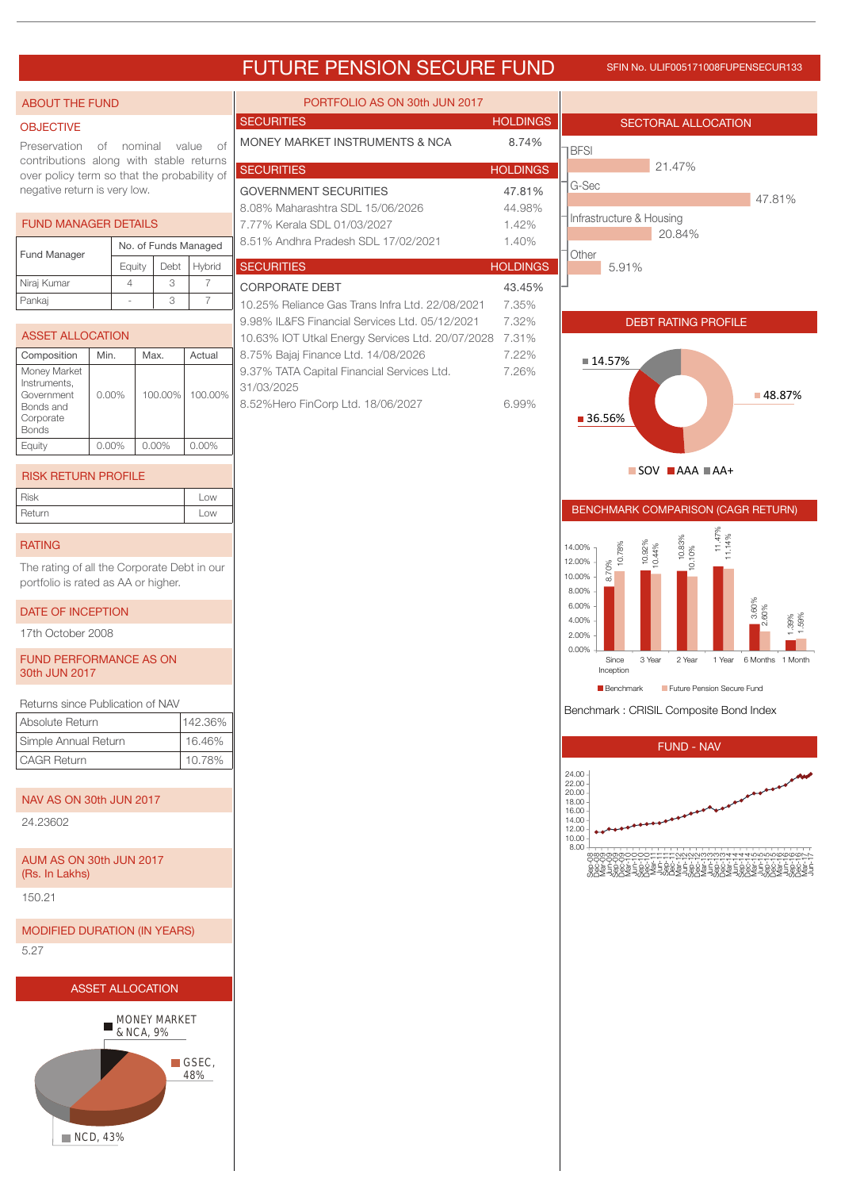# FUTURE PENSION SECURE FUND

SFIN No. ULIF005171008FUPENSECUR133

## ABOUT THE FUND

### OBJECTIVE

Preservation of nominal value of contributions along with stable returns over policy term so that the probability of negative return is very low.

### FUND MANAGER DETAILS

| Fund Manager | No. of Funds Managed | | |
|---|---|---|---|
| | Equity | Debt | Hybrid |
| Niraj Kumar | 4 | 3 | 7 |
| Pankaj | - | 3 | 7 |

### ASSET ALLOCATION

| Composition | Min. | Max. | Actual |
|---|---|---|---|
| Money Market Instruments, Government Bonds and Corporate Bonds | 0.00% | 100.00% | 100.00% |
| Equity | 0.00% | 0.00% | 0.00% |

### RISK RETURN PROFILE

| | |
|---|---|
| Risk | Low |
| Return | Low |

### RATING

The rating of all the Corporate Debt in our portfolio is rated as AA or higher.

### DATE OF INCEPTION

17th October 2008

### FUND PERFORMANCE AS ON 30th JUN 2017

Returns since Publication of NAV

| | |
|---|---|
| Absolute Return | 142.36% |
| Simple Annual Return | 16.46% |
| CAGR Return | 10.78% |

### NAV AS ON 30th JUN 2017

24.23602

### AUM AS ON 30th JUN 2017 (Rs. In Lakhs)

150.21

### MODIFIED DURATION (IN YEARS)

5.27

### ASSET ALLOCATION

MONEY MARKET & NCA, 9%
GSEC, 48%
NCD, 43%

## PORTFOLIO AS ON 30th JUN 2017

| SECURITIES | HOLDINGS |
|---|---|
| MONEY MARKET INSTRUMENTS & NCA | 8.74% |

| SECURITIES | HOLDINGS |
|---|---|
| GOVERNMENT SECURITIES | 47.81% |
| 8.08% Maharashtra SDL 15/06/2026 | 44.98% |
| 7.77% Kerala SDL 01/03/2027 | 1.42% |
| 8.51% Andhra Pradesh SDL 17/02/2021 | 1.40% |

| SECURITIES | HOLDINGS |
|---|---|
| CORPORATE DEBT | 43.45% |
| 10.25% Reliance Gas Trans Infra Ltd. 22/08/2021 | 7.35% |
| 9.98% IL&FS Financial Services Ltd. 05/12/2021 | 7.32% |
| 10.63% IOT Utkal Energy Services Ltd. 20/07/2028 | 7.31% |
| 8.75% Bajaj Finance Ltd. 14/08/2026 | 7.22% |
| 9.37% TATA Capital Financial Services Ltd. 31/03/2025 | 7.26% |
| 8.52%Hero FinCorp Ltd. 18/06/2027 | 6.99% |

## SECTORAL ALLOCATION

| Sector | Allocation |
|---|---|
| BFSI | 21.47% |
| G-Sec | 47.81% |
| Infrastructure & Housing | 20.84% |
| Other | 5.91% |

## DEBT RATING PROFILE

| Rating | % |
|---|---|
| SOV | 48.87% |
| AAA | 36.56% |
| AA+ | 14.57% |

## BENCHMARK COMPARISON (CAGR RETURN)

| Period | Benchmark | Future Pension Secure Fund |
|---|---|---|
| Since Inception | 8.70% | 10.78% |
| 3 Year | 10.92% | 10.44% |
| 2 Year | 10.83% | 10.10% |
| 1 Year | 11.47% | 11.14% |
| 6 Months | 3.60% | 2.60% |
| 1 Month | 1.39% | 1.59% |

Benchmark : CRISIL Composite Bond Index

## FUND - NAV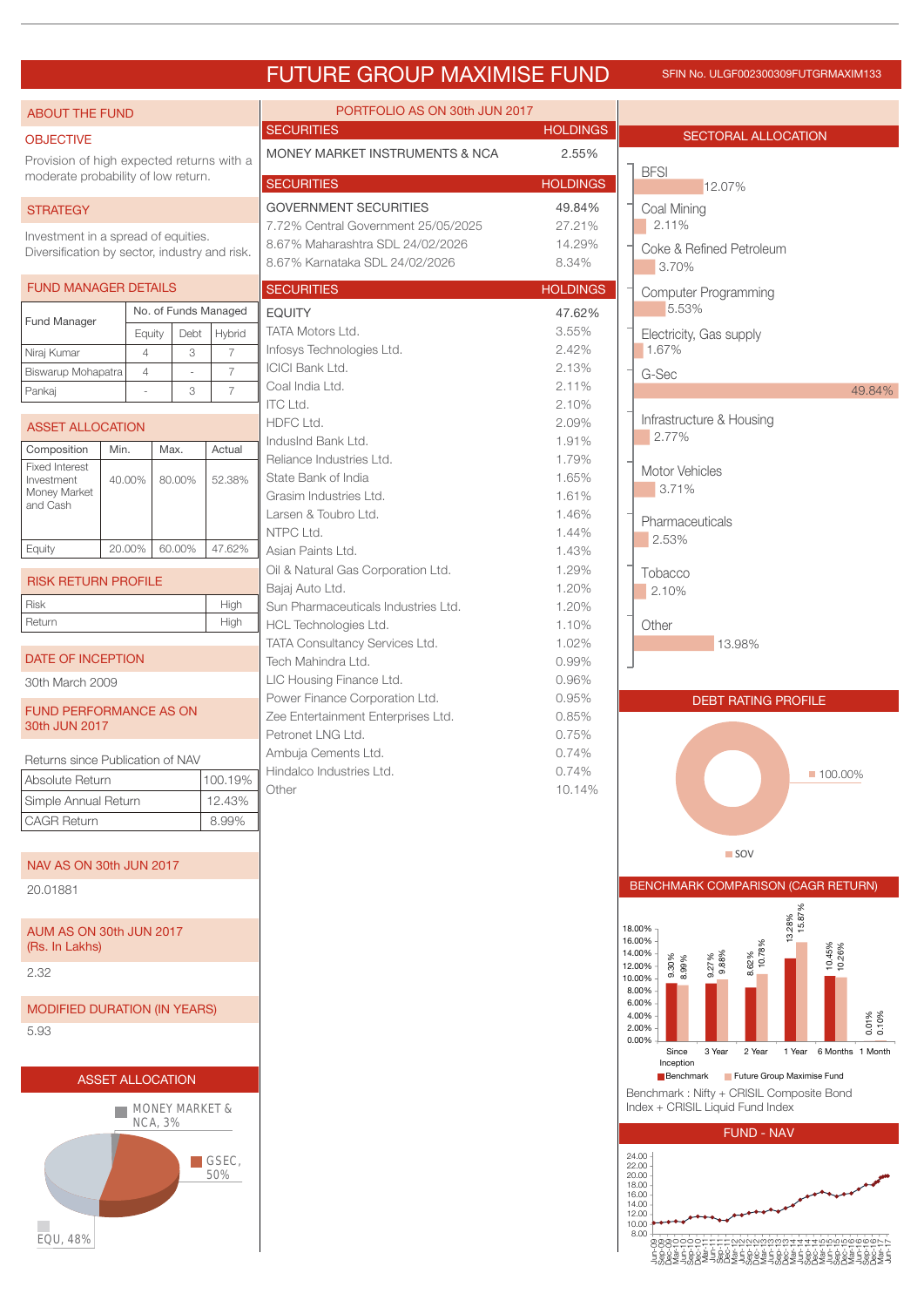# FUTURE GROUP MAXIMISE FUND

SFIN No. ULGF002300309FUTGRMAXIM133

## ABOUT THE FUND

### OBJECTIVE

Provision of high expected returns with a moderate probability of low return.

### STRATEGY

Investment in a spread of equities. Diversification by sector, industry and risk.

### FUND MANAGER DETAILS

| Fund Manager | No. of Funds Managed | | |
|---|---|---|---|
| | Equity | Debt | Hybrid |
| Niraj Kumar | 4 | 3 | 7 |
| Biswarup Mohapatra | 4 | - | 7 |
| Pankaj | - | 3 | 7 |

### ASSET ALLOCATION

| Composition | Min. | Max. | Actual |
|---|---|---|---|
| Fixed Interest Investment Money Market and Cash | 40.00% | 80.00% | 52.38% |
| Equity | 20.00% | 60.00% | 47.62% |

### RISK RETURN PROFILE

| | |
|---|---|
| Risk | High |
| Return | High |

### DATE OF INCEPTION

30th March 2009

### FUND PERFORMANCE AS ON 30th JUN 2017

Returns since Publication of NAV

| | |
|---|---|
| Absolute Return | 100.19% |
| Simple Annual Return | 12.43% |
| CAGR Return | 8.99% |

### NAV AS ON 30th JUN 2017

20.01881

### AUM AS ON 30th JUN 2017 (Rs. In Lakhs)

2.32

### MODIFIED DURATION (IN YEARS)

5.93

### ASSET ALLOCATION

MONEY MARKET & NCA, 3%
GSEC, 50%
EQU, 48%

## PORTFOLIO AS ON 30th JUN 2017

| SECURITIES | HOLDINGS |
|---|---|
| MONEY MARKET INSTRUMENTS & NCA | 2.55% |

| SECURITIES | HOLDINGS |
|---|---|
| GOVERNMENT SECURITIES | 49.84% |
| 7.72% Central Government 25/05/2025 | 27.21% |
| 8.67% Maharashtra SDL 24/02/2026 | 14.29% |
| 8.67% Karnataka SDL 24/02/2026 | 8.34% |

| SECURITIES | HOLDINGS |
|---|---|
| EQUITY | 47.62% |
| TATA Motors Ltd. | 3.55% |
| Infosys Technologies Ltd. | 2.42% |
| ICICI Bank Ltd. | 2.13% |
| Coal India Ltd. | 2.11% |
| ITC Ltd. | 2.10% |
| HDFC Ltd. | 2.09% |
| IndusInd Bank Ltd. | 1.91% |
| Reliance Industries Ltd. | 1.79% |
| State Bank of India | 1.65% |
| Grasim Industries Ltd. | 1.61% |
| Larsen & Toubro Ltd. | 1.46% |
| NTPC Ltd. | 1.44% |
| Asian Paints Ltd. | 1.43% |
| Oil & Natural Gas Corporation Ltd. | 1.29% |
| Bajaj Auto Ltd. | 1.20% |
| Sun Pharmaceuticals Industries Ltd. | 1.20% |
| HCL Technologies Ltd. | 1.10% |
| TATA Consultancy Services Ltd. | 1.02% |
| Tech Mahindra Ltd. | 0.99% |
| LIC Housing Finance Ltd. | 0.96% |
| Power Finance Corporation Ltd. | 0.95% |
| Zee Entertainment Enterprises Ltd. | 0.85% |
| Petronet LNG Ltd. | 0.75% |
| Ambuja Cements Ltd. | 0.74% |
| Hindalco Industries Ltd. | 0.74% |
| Other | 10.14% |

## SECTORAL ALLOCATION

| Sector | Allocation |
|---|---|
| BFSI | 12.07% |
| Coal Mining | 2.11% |
| Coke & Refined Petroleum | 3.70% |
| Computer Programming | 5.53% |
| Electricity, Gas supply | 1.67% |
| G-Sec | 49.84% |
| Infrastructure & Housing | 2.77% |
| Motor Vehicles | 3.71% |
| Pharmaceuticals | 2.53% |
| Tobacco | 2.10% |
| Other | 13.98% |

## DEBT RATING PROFILE

SOV 100.00%

## BENCHMARK COMPARISON (CAGR RETURN)

| | Since Inception | 3 Year | 2 Year | 1 Year | 6 Months | 1 Month |
|---|---|---|---|---|---|---|
| Benchmark | 9.30% | 9.27% | 8.62% | 13.28% | 10.45% | 0.01% |
| Future Group Maximise Fund | 8.99% | 9.88% | 10.78% | 15.87% | 10.26% | 0.10% |

Benchmark : Nifty + CRISIL Composite Bond Index + CRISIL Liquid Fund Index

## FUND - NAV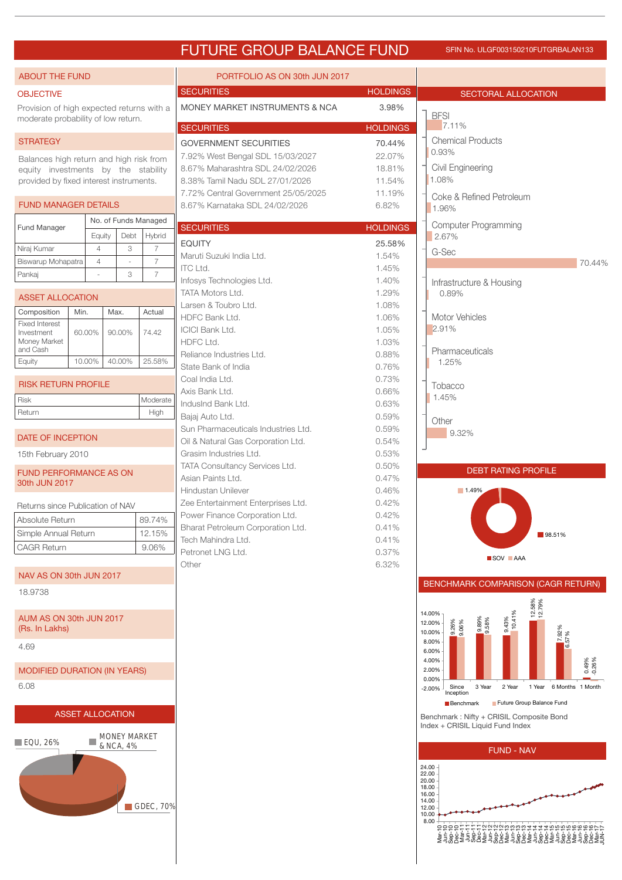# FUTURE GROUP BALANCE FUND

SFIN No. ULGF003150210FUTGRBALAN133

## ABOUT THE FUND

### OBJECTIVE

Provision of high expected returns with a moderate probability of low return.

### STRATEGY

Balances high return and high risk from equity investments by the stability provided by fixed interest instruments.

### FUND MANAGER DETAILS

| Fund Manager | No. of Funds Managed | | |
|---|---|---|---|
| | Equity | Debt | Hybrid |
| Niraj Kumar | 4 | 3 | 7 |
| Biswarup Mohapatra | 4 | - | 7 |
| Pankaj | - | 3 | 7 |

### ASSET ALLOCATION

| Composition | Min. | Max. | Actual |
|---|---|---|---|
| Fixed Interest Investment Money Market and Cash | 60.00% | 90.00% | 74.42 |
| Equity | 10.00% | 40.00% | 25.58% |

### RISK RETURN PROFILE

| | |
|---|---|
| Risk | Moderate |
| Return | High |

### DATE OF INCEPTION

15th February 2010

### FUND PERFORMANCE AS ON 30th JUN 2017

Returns since Publication of NAV

| | |
|---|---|
| Absolute Return | 89.74% |
| Simple Annual Return | 12.15% |
| CAGR Return | 9.06% |

### NAV AS ON 30th JUN 2017

18.9738

### AUM AS ON 30th JUN 2017 (Rs. In Lakhs)

4.69

### MODIFIED DURATION (IN YEARS)

6.08

### ASSET ALLOCATION

EQU, 26%; MONEY MARKET & NCA, 4%; GDEC, 70%

## PORTFOLIO AS ON 30th JUN 2017

| SECURITIES | HOLDINGS |
|---|---|
| MONEY MARKET INSTRUMENTS & NCA | 3.98% |

| SECURITIES | HOLDINGS |
|---|---|
| GOVERNMENT SECURITIES | 70.44% |
| 7.92% West Bengal SDL 15/03/2027 | 22.07% |
| 8.67% Maharashtra SDL 24/02/2026 | 18.81% |
| 8.38% Tamil Nadu SDL 27/01/2026 | 11.54% |
| 7.72% Central Government 25/05/2025 | 11.19% |
| 8.67% Karnataka SDL 24/02/2026 | 6.82% |

| SECURITIES | HOLDINGS |
|---|---|
| EQUITY | 25.58% |
| Maruti Suzuki India Ltd. | 1.54% |
| ITC Ltd. | 1.45% |
| Infosys Technologies Ltd. | 1.40% |
| TATA Motors Ltd. | 1.29% |
| Larsen & Toubro Ltd. | 1.08% |
| HDFC Bank Ltd. | 1.06% |
| ICICI Bank Ltd. | 1.05% |
| HDFC Ltd. | 1.03% |
| Reliance Industries Ltd. | 0.88% |
| State Bank of India | 0.76% |
| Coal India Ltd. | 0.73% |
| Axis Bank Ltd. | 0.66% |
| IndusInd Bank Ltd. | 0.63% |
| Bajaj Auto Ltd. | 0.59% |
| Sun Pharmaceuticals Industries Ltd. | 0.59% |
| Oil & Natural Gas Corporation Ltd. | 0.54% |
| Grasim Industries Ltd. | 0.53% |
| TATA Consultancy Services Ltd. | 0.50% |
| Asian Paints Ltd. | 0.47% |
| Hindustan Unilever | 0.46% |
| Zee Entertainment Enterprises Ltd. | 0.42% |
| Power Finance Corporation Ltd. | 0.42% |
| Bharat Petroleum Corporation Ltd. | 0.41% |
| Tech Mahindra Ltd. | 0.41% |
| Petronet LNG Ltd. | 0.37% |
| Other | 6.32% |

## SECTORAL ALLOCATION

| Sector | Allocation |
|---|---|
| BFSI | 7.11% |
| Chemical Products | 0.93% |
| Civil Engineering | 1.08% |
| Coke & Refined Petroleum | 1.96% |
| Computer Programming | 2.67% |
| G-Sec | 70.44% |
| Infrastructure & Housing | 0.89% |
| Motor Vehicles | 2.91% |
| Pharmaceuticals | 1.25% |
| Tobacco | 1.45% |
| Other | 9.32% |

## DEBT RATING PROFILE

SOV 98.51%; AAA 1.49%

## BENCHMARK COMPARISON (CAGR RETURN)

| | Since Inception | 3 Year | 2 Year | 1 Year | 6 Months | 1 Month |
|---|---|---|---|---|---|---|
| Benchmark | 9.26% | 9.89% | 9.43% | 12.58% | 7.92% | 0.49% |
| Future Group Balance Fund | 9.06% | 9.58% | 10.41% | 12.79% | 6.57% | -0.26% |

Benchmark : Nifty + CRISIL Composite Bond Index + CRISIL Liquid Fund Index

## FUND - NAV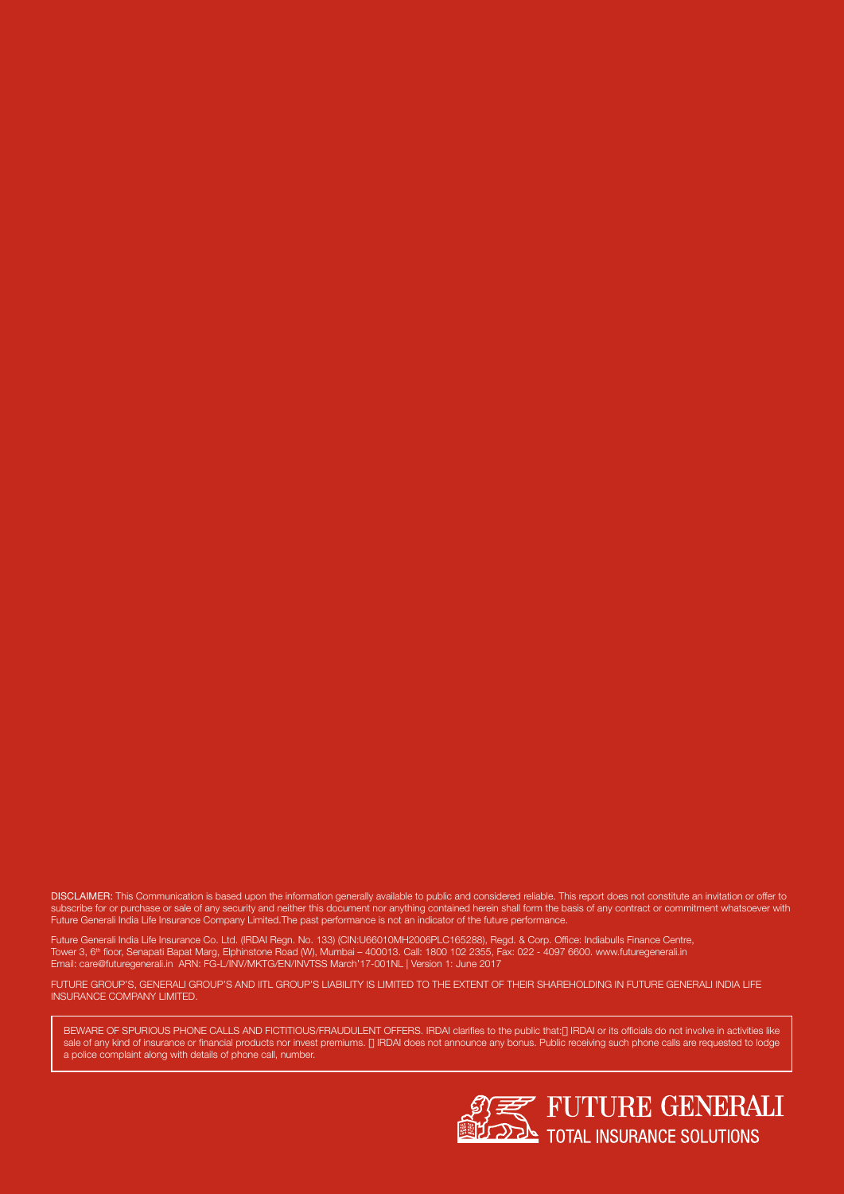**DISCLAIMER:** This Communication is based upon the information generally available to public and considered reliable. This report does not constitute an invitation or offer to subscribe for or purchase or sale of any security and neither this document nor anything contained herein shall form the basis of any contract or commitment whatsoever with Future Generali India Life Insurance Company Limited.The past performance is not an indicator of the future performance.

Future Generali India Life Insurance Co. Ltd. (IRDAI Regn. No. 133) (CIN:U66010MH2006PLC165288), Regd. & Corp. Office: Indiabulls Finance Centre, Tower 3, 6th floor, Senapati Bapat Marg, Elphinstone Road (W), Mumbai – 400013. Call: 1800 102 2355, Fax: 022 - 4097 6600. www.futuregenerali.in Email: care@futuregenerali.in ARN: FG-L/INV/MKTG/EN/INVTSS March'17-001NL | Version 1: June 2017

FUTURE GROUP'S, GENERALI GROUP'S AND IITL GROUP'S LIABILITY IS LIMITED TO THE EXTENT OF THEIR SHAREHOLDING IN FUTURE GENERALI INDIA LIFE INSURANCE COMPANY LIMITED.

BEWARE OF SPURIOUS PHONE CALLS AND FICTITIOUS/FRAUDULENT OFFERS. IRDAI clarifies to the public that: IRDAI or its officials do not involve in activities like sale of any kind of insurance or financial products nor invest premiums. IRDAI does not announce any bonus. Public receiving such phone calls are requested to lodge a police complaint along with details of phone call, number.

FUTURE GENERALI
TOTAL INSURANCE SOLUTIONS